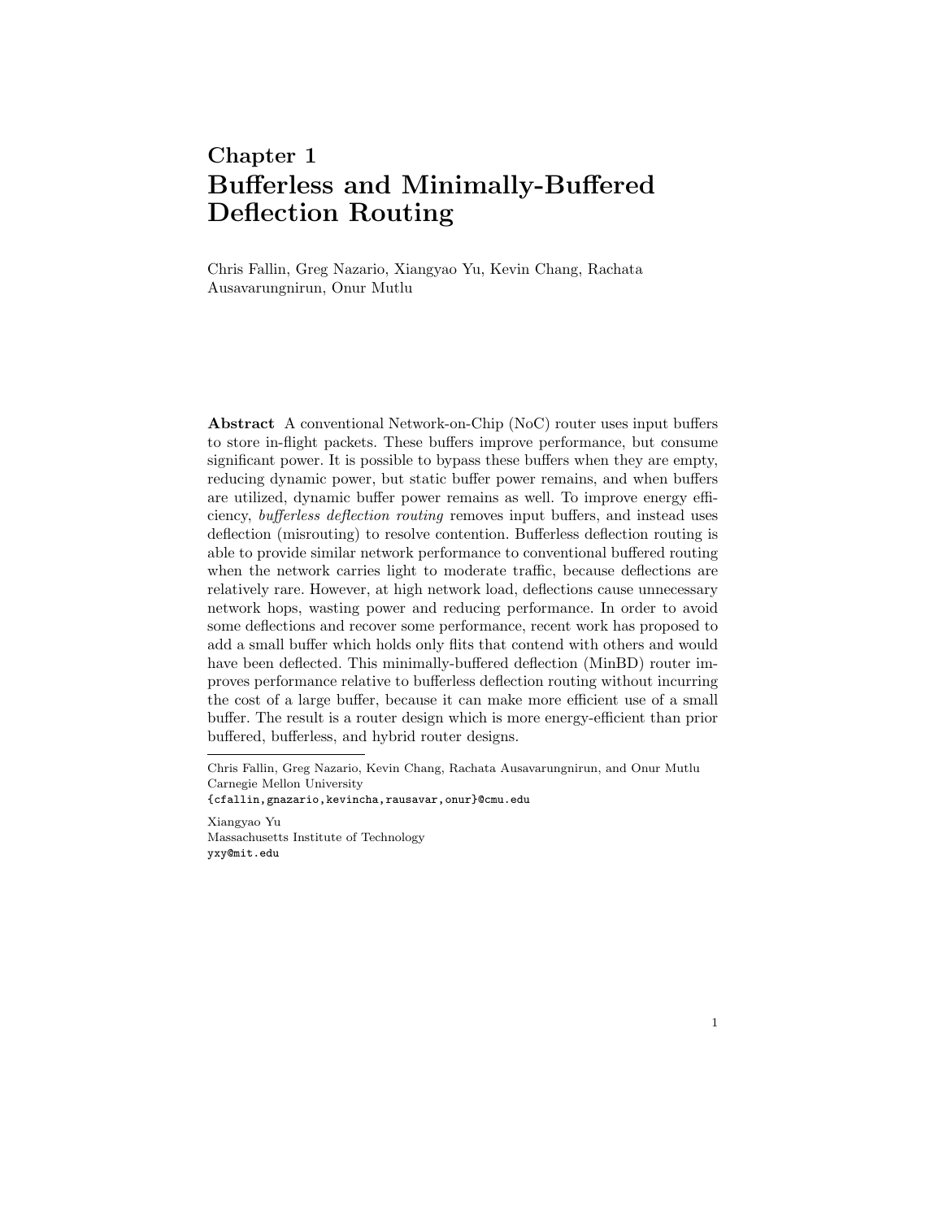# Chapter 1
# Bufferless and Minimally-Buffered Deflection Routing

Chris Fallin, Greg Nazario, Xiangyao Yu, Kevin Chang, Rachata Ausavarungnirun, Onur Mutlu

**Abstract** A conventional Network-on-Chip (NoC) router uses input buffers to store in-flight packets. These buffers improve performance, but consume significant power. It is possible to bypass these buffers when they are empty, reducing dynamic power, but static buffer power remains, and when buffers are utilized, dynamic buffer power remains as well. To improve energy efficiency, *bufferless deflection routing* removes input buffers, and instead uses deflection (misrouting) to resolve contention. Bufferless deflection routing is able to provide similar network performance to conventional buffered routing when the network carries light to moderate traffic, because deflections are relatively rare. However, at high network load, deflections cause unnecessary network hops, wasting power and reducing performance. In order to avoid some deflections and recover some performance, recent work has proposed to add a small buffer which holds only flits that contend with others and would have been deflected. This minimally-buffered deflection (MinBD) router improves performance relative to bufferless deflection routing without incurring the cost of a large buffer, because it can make more efficient use of a small buffer. The result is a router design which is more energy-efficient than prior buffered, bufferless, and hybrid router designs.

---

Chris Fallin, Greg Nazario, Kevin Chang, Rachata Ausavarungnirun, and Onur Mutlu
Carnegie Mellon University
{cfallin,gnazario,kevincha,rausavar,onur}@cmu.edu

Xiangyao Yu
Massachusetts Institute of Technology
yxy@mit.edu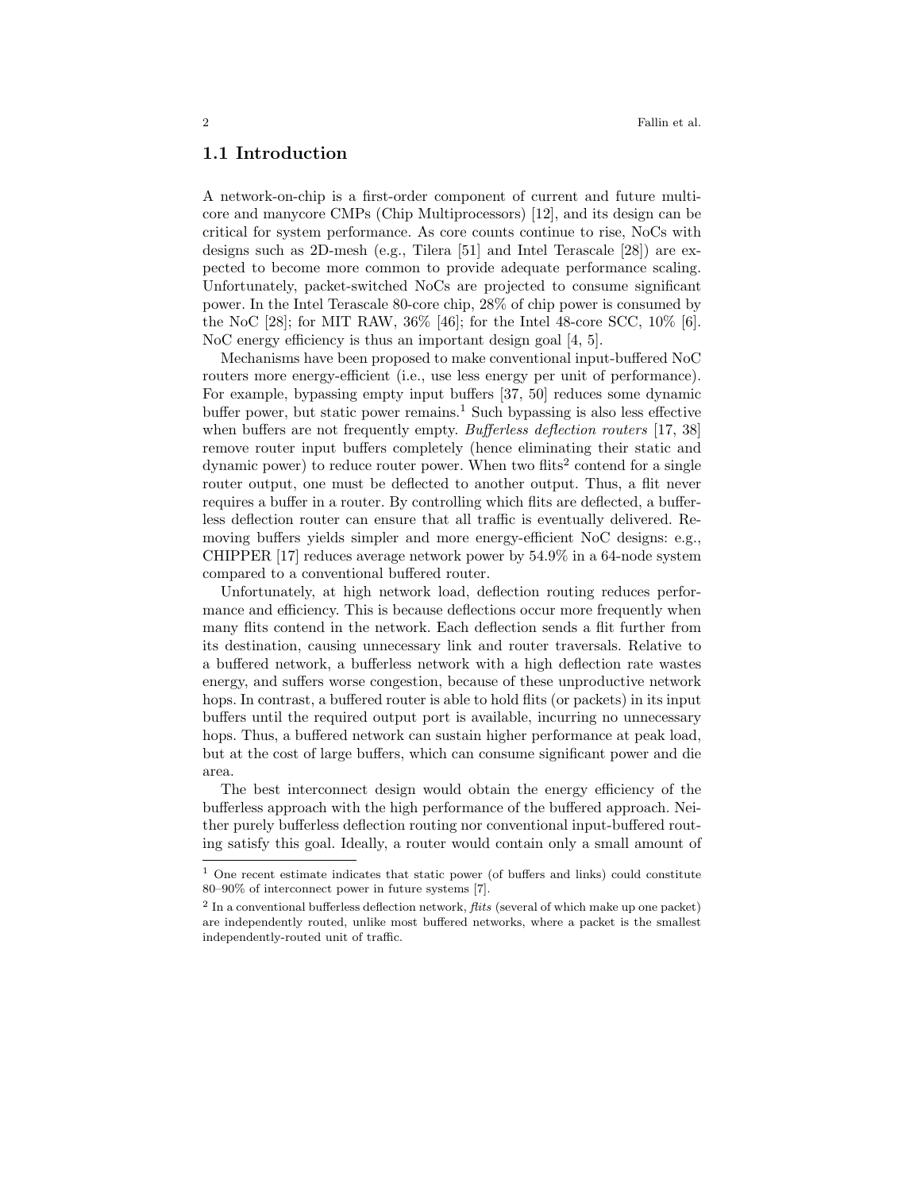## 1.1 Introduction

A network-on-chip is a first-order component of current and future multicore and manycore CMPs (Chip Multiprocessors) [12], and its design can be critical for system performance. As core counts continue to rise, NoCs with designs such as 2D-mesh (e.g., Tilera [51] and Intel Terascale [28]) are expected to become more common to provide adequate performance scaling. Unfortunately, packet-switched NoCs are projected to consume significant power. In the Intel Terascale 80-core chip, 28% of chip power is consumed by the NoC [28]; for MIT RAW, 36% [46]; for the Intel 48-core SCC, 10% [6]. NoC energy efficiency is thus an important design goal [4, 5].

Mechanisms have been proposed to make conventional input-buffered NoC routers more energy-efficient (i.e., use less energy per unit of performance). For example, bypassing empty input buffers [37, 50] reduces some dynamic buffer power, but static power remains.[1] Such bypassing is also less effective when buffers are not frequently empty. *Bufferless deflection routers* [17, 38] remove router input buffers completely (hence eliminating their static and dynamic power) to reduce router power. When two flits[2] contend for a single router output, one must be deflected to another output. Thus, a flit never requires a buffer in a router. By controlling which flits are deflected, a bufferless deflection router can ensure that all traffic is eventually delivered. Removing buffers yields simpler and more energy-efficient NoC designs: e.g., CHIPPER [17] reduces average network power by 54.9% in a 64-node system compared to a conventional buffered router.

Unfortunately, at high network load, deflection routing reduces performance and efficiency. This is because deflections occur more frequently when many flits contend in the network. Each deflection sends a flit further from its destination, causing unnecessary link and router traversals. Relative to a buffered network, a bufferless network with a high deflection rate wastes energy, and suffers worse congestion, because of these unproductive network hops. In contrast, a buffered router is able to hold flits (or packets) in its input buffers until the required output port is available, incurring no unnecessary hops. Thus, a buffered network can sustain higher performance at peak load, but at the cost of large buffers, which can consume significant power and die area.

The best interconnect design would obtain the energy efficiency of the bufferless approach with the high performance of the buffered approach. Neither purely bufferless deflection routing nor conventional input-buffered routing satisfy this goal. Ideally, a router would contain only a small amount of

[1] One recent estimate indicates that static power (of buffers and links) could constitute 80–90% of interconnect power in future systems [7].

[2] In a conventional bufferless deflection network, *flits* (several of which make up one packet) are independently routed, unlike most buffered networks, where a packet is the smallest independently-routed unit of traffic.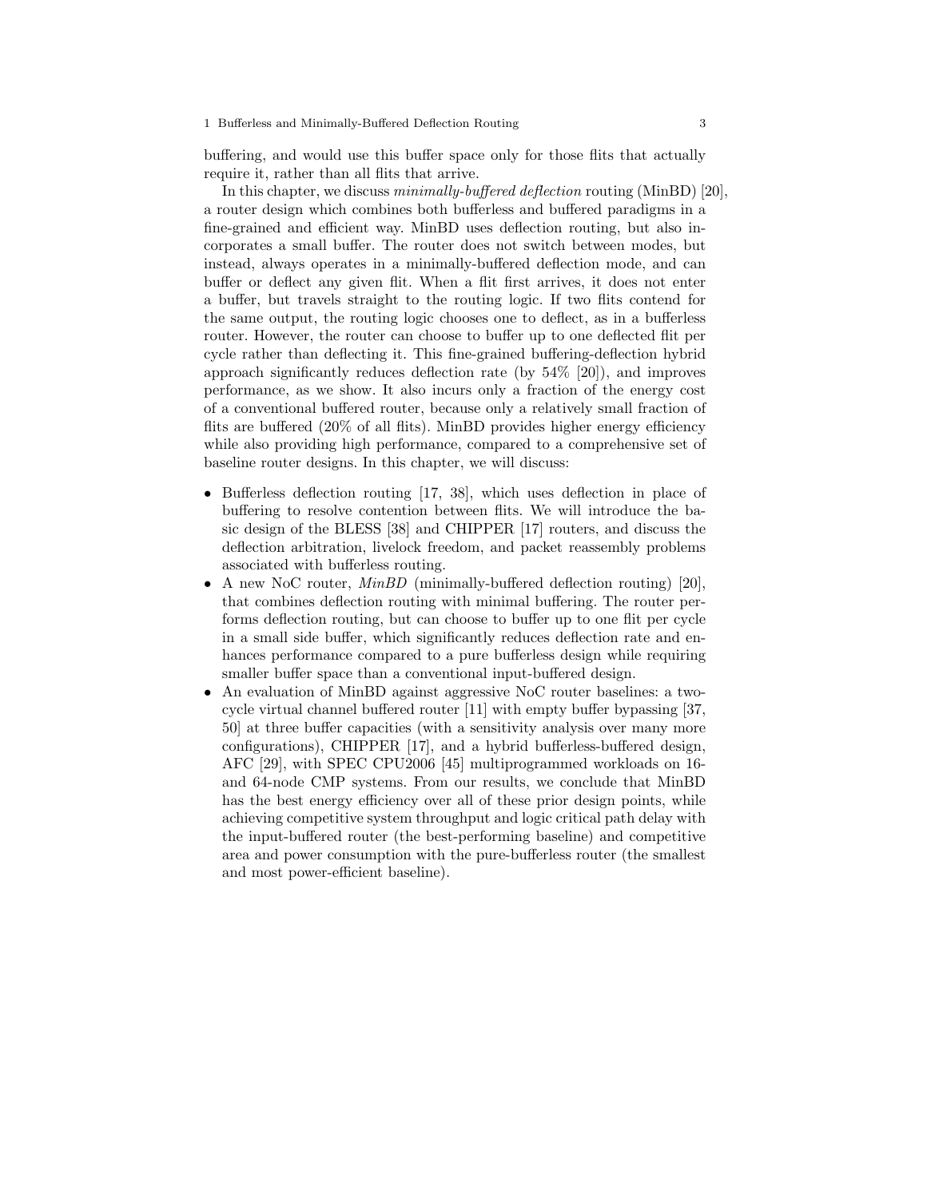buffering, and would use this buffer space only for those flits that actually require it, rather than all flits that arrive.

In this chapter, we discuss *minimally-buffered deflection* routing (MinBD) [20], a router design which combines both bufferless and buffered paradigms in a fine-grained and efficient way. MinBD uses deflection routing, but also incorporates a small buffer. The router does not switch between modes, but instead, always operates in a minimally-buffered deflection mode, and can buffer or deflect any given flit. When a flit first arrives, it does not enter a buffer, but travels straight to the routing logic. If two flits contend for the same output, the routing logic chooses one to deflect, as in a bufferless router. However, the router can choose to buffer up to one deflected flit per cycle rather than deflecting it. This fine-grained buffering-deflection hybrid approach significantly reduces deflection rate (by 54% [20]), and improves performance, as we show. It also incurs only a fraction of the energy cost of a conventional buffered router, because only a relatively small fraction of flits are buffered (20% of all flits). MinBD provides higher energy efficiency while also providing high performance, compared to a comprehensive set of baseline router designs. In this chapter, we will discuss:

- Bufferless deflection routing [17, 38], which uses deflection in place of buffering to resolve contention between flits. We will introduce the basic design of the BLESS [38] and CHIPPER [17] routers, and discuss the deflection arbitration, livelock freedom, and packet reassembly problems associated with bufferless routing.
- A new NoC router, *MinBD* (minimally-buffered deflection routing) [20], that combines deflection routing with minimal buffering. The router performs deflection routing, but can choose to buffer up to one flit per cycle in a small side buffer, which significantly reduces deflection rate and enhances performance compared to a pure bufferless design while requiring smaller buffer space than a conventional input-buffered design.
- An evaluation of MinBD against aggressive NoC router baselines: a two-cycle virtual channel buffered router [11] with empty buffer bypassing [37, 50] at three buffer capacities (with a sensitivity analysis over many more configurations), CHIPPER [17], and a hybrid bufferless-buffered design, AFC [29], with SPEC CPU2006 [45] multiprogrammed workloads on 16- and 64-node CMP systems. From our results, we conclude that MinBD has the best energy efficiency over all of these prior design points, while achieving competitive system throughput and logic critical path delay with the input-buffered router (the best-performing baseline) and competitive area and power consumption with the pure-bufferless router (the smallest and most power-efficient baseline).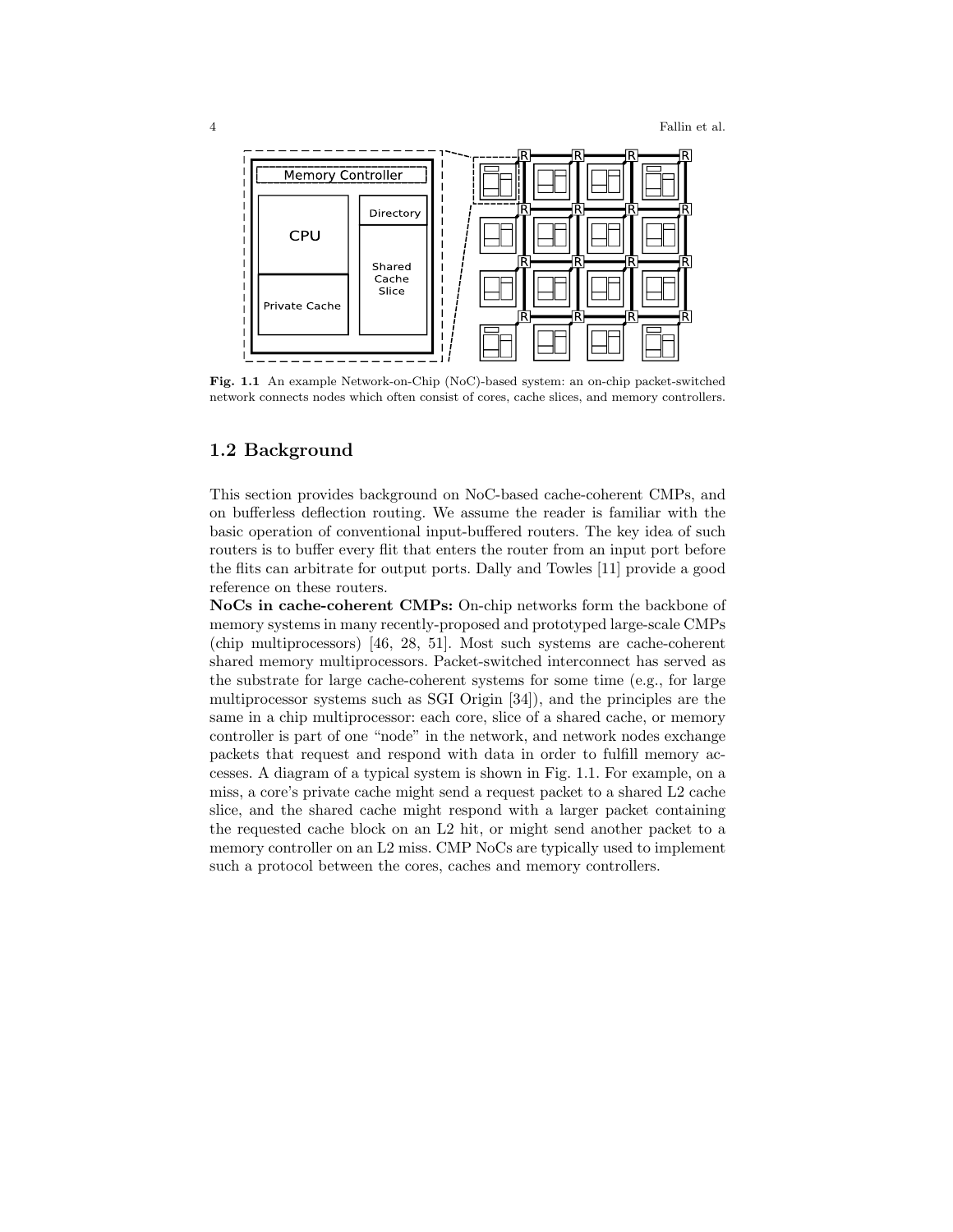Fig. 1.1 An example Network-on-Chip (NoC)-based system: an on-chip packet-switched network connects nodes which often consist of cores, cache slices, and memory controllers.

## 1.2 Background

This section provides background on NoC-based cache-coherent CMPs, and on bufferless deflection routing. We assume the reader is familiar with the basic operation of conventional input-buffered routers. The key idea of such routers is to buffer every flit that enters the router from an input port before the flits can arbitrate for output ports. Dally and Towles [11] provide a good reference on these routers.

**NoCs in cache-coherent CMPs:** On-chip networks form the backbone of memory systems in many recently-proposed and prototyped large-scale CMPs (chip multiprocessors) [46, 28, 51]. Most such systems are cache-coherent shared memory multiprocessors. Packet-switched interconnect has served as the substrate for large cache-coherent systems for some time (e.g., for large multiprocessor systems such as SGI Origin [34]), and the principles are the same in a chip multiprocessor: each core, slice of a shared cache, or memory controller is part of one "node" in the network, and network nodes exchange packets that request and respond with data in order to fulfill memory accesses. A diagram of a typical system is shown in Fig. 1.1. For example, on a miss, a core's private cache might send a request packet to a shared L2 cache slice, and the shared cache might respond with a larger packet containing the requested cache block on an L2 hit, or might send another packet to a memory controller on an L2 miss. CMP NoCs are typically used to implement such a protocol between the cores, caches and memory controllers.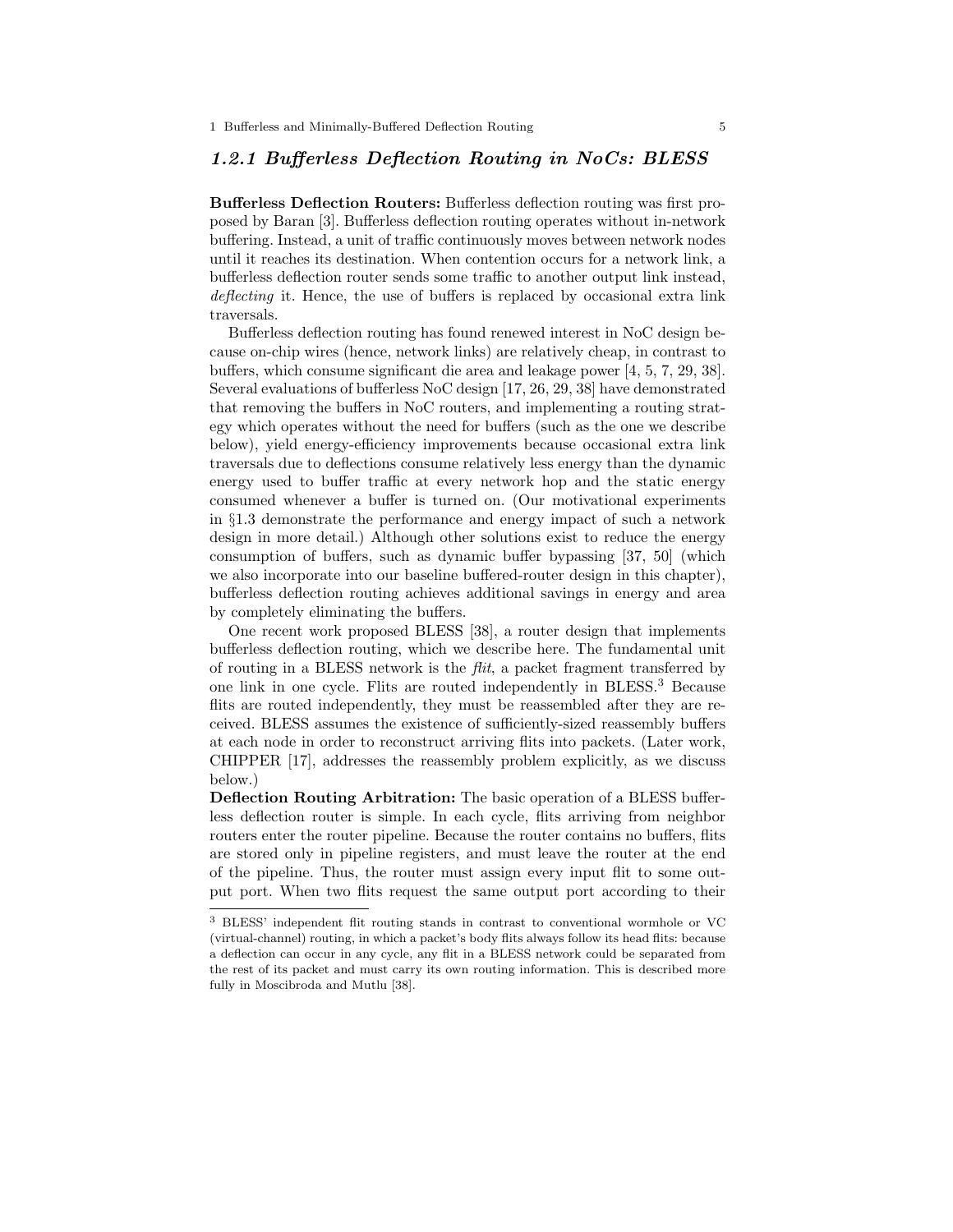### *1.2.1 Bufferless Deflection Routing in NoCs: BLESS*

**Bufferless Deflection Routers:** Bufferless deflection routing was first proposed by Baran [3]. Bufferless deflection routing operates without in-network buffering. Instead, a unit of traffic continuously moves between network nodes until it reaches its destination. When contention occurs for a network link, a bufferless deflection router sends some traffic to another output link instead, *deflecting* it. Hence, the use of buffers is replaced by occasional extra link traversals.

Bufferless deflection routing has found renewed interest in NoC design because on-chip wires (hence, network links) are relatively cheap, in contrast to buffers, which consume significant die area and leakage power [4, 5, 7, 29, 38]. Several evaluations of bufferless NoC design [17, 26, 29, 38] have demonstrated that removing the buffers in NoC routers, and implementing a routing strategy which operates without the need for buffers (such as the one we describe below), yield energy-efficiency improvements because occasional extra link traversals due to deflections consume relatively less energy than the dynamic energy used to buffer traffic at every network hop and the static energy consumed whenever a buffer is turned on. (Our motivational experiments in §1.3 demonstrate the performance and energy impact of such a network design in more detail.) Although other solutions exist to reduce the energy consumption of buffers, such as dynamic buffer bypassing [37, 50] (which we also incorporate into our baseline buffered-router design in this chapter), bufferless deflection routing achieves additional savings in energy and area by completely eliminating the buffers.

One recent work proposed BLESS [38], a router design that implements bufferless deflection routing, which we describe here. The fundamental unit of routing in a BLESS network is the *flit*, a packet fragment transferred by one link in one cycle. Flits are routed independently in BLESS.[3] Because flits are routed independently, they must be reassembled after they are received. BLESS assumes the existence of sufficiently-sized reassembly buffers at each node in order to reconstruct arriving flits into packets. (Later work, CHIPPER [17], addresses the reassembly problem explicitly, as we discuss below.)

**Deflection Routing Arbitration:** The basic operation of a BLESS bufferless deflection router is simple. In each cycle, flits arriving from neighbor routers enter the router pipeline. Because the router contains no buffers, flits are stored only in pipeline registers, and must leave the router at the end of the pipeline. Thus, the router must assign every input flit to some output port. When two flits request the same output port according to their

[3] BLESS' independent flit routing stands in contrast to conventional wormhole or VC (virtual-channel) routing, in which a packet's body flits always follow its head flits: because a deflection can occur in any cycle, any flit in a BLESS network could be separated from the rest of its packet and must carry its own routing information. This is described more fully in Moscibroda and Mutlu [38].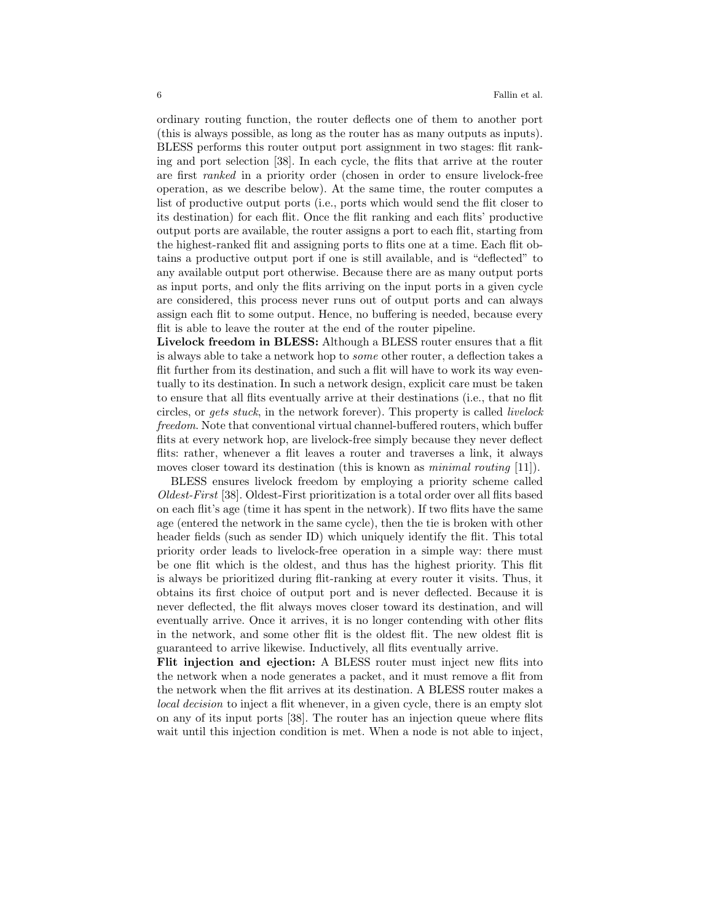ordinary routing function, the router deflects one of them to another port (this is always possible, as long as the router has as many outputs as inputs). BLESS performs this router output port assignment in two stages: flit ranking and port selection [38]. In each cycle, the flits that arrive at the router are first *ranked* in a priority order (chosen in order to ensure livelock-free operation, as we describe below). At the same time, the router computes a list of productive output ports (i.e., ports which would send the flit closer to its destination) for each flit. Once the flit ranking and each flits' productive output ports are available, the router assigns a port to each flit, starting from the highest-ranked flit and assigning ports to flits one at a time. Each flit obtains a productive output port if one is still available, and is "deflected" to any available output port otherwise. Because there are as many output ports as input ports, and only the flits arriving on the input ports in a given cycle are considered, this process never runs out of output ports and can always assign each flit to some output. Hence, no buffering is needed, because every flit is able to leave the router at the end of the router pipeline.

**Livelock freedom in BLESS:** Although a BLESS router ensures that a flit is always able to take a network hop to *some* other router, a deflection takes a flit further from its destination, and such a flit will have to work its way eventually to its destination. In such a network design, explicit care must be taken to ensure that all flits eventually arrive at their destinations (i.e., that no flit circles, or *gets stuck*, in the network forever). This property is called *livelock freedom*. Note that conventional virtual channel-buffered routers, which buffer flits at every network hop, are livelock-free simply because they never deflect flits: rather, whenever a flit leaves a router and traverses a link, it always moves closer toward its destination (this is known as *minimal routing* [11]).

BLESS ensures livelock freedom by employing a priority scheme called *Oldest-First* [38]. Oldest-First prioritization is a total order over all flits based on each flit's age (time it has spent in the network). If two flits have the same age (entered the network in the same cycle), then the tie is broken with other header fields (such as sender ID) which uniquely identify the flit. This total priority order leads to livelock-free operation in a simple way: there must be one flit which is the oldest, and thus has the highest priority. This flit is always be prioritized during flit-ranking at every router it visits. Thus, it obtains its first choice of output port and is never deflected. Because it is never deflected, the flit always moves closer toward its destination, and will eventually arrive. Once it arrives, it is no longer contending with other flits in the network, and some other flit is the oldest flit. The new oldest flit is guaranteed to arrive likewise. Inductively, all flits eventually arrive.

**Flit injection and ejection:** A BLESS router must inject new flits into the network when a node generates a packet, and it must remove a flit from the network when the flit arrives at its destination. A BLESS router makes a *local decision* to inject a flit whenever, in a given cycle, there is an empty slot on any of its input ports [38]. The router has an injection queue where flits wait until this injection condition is met. When a node is not able to inject,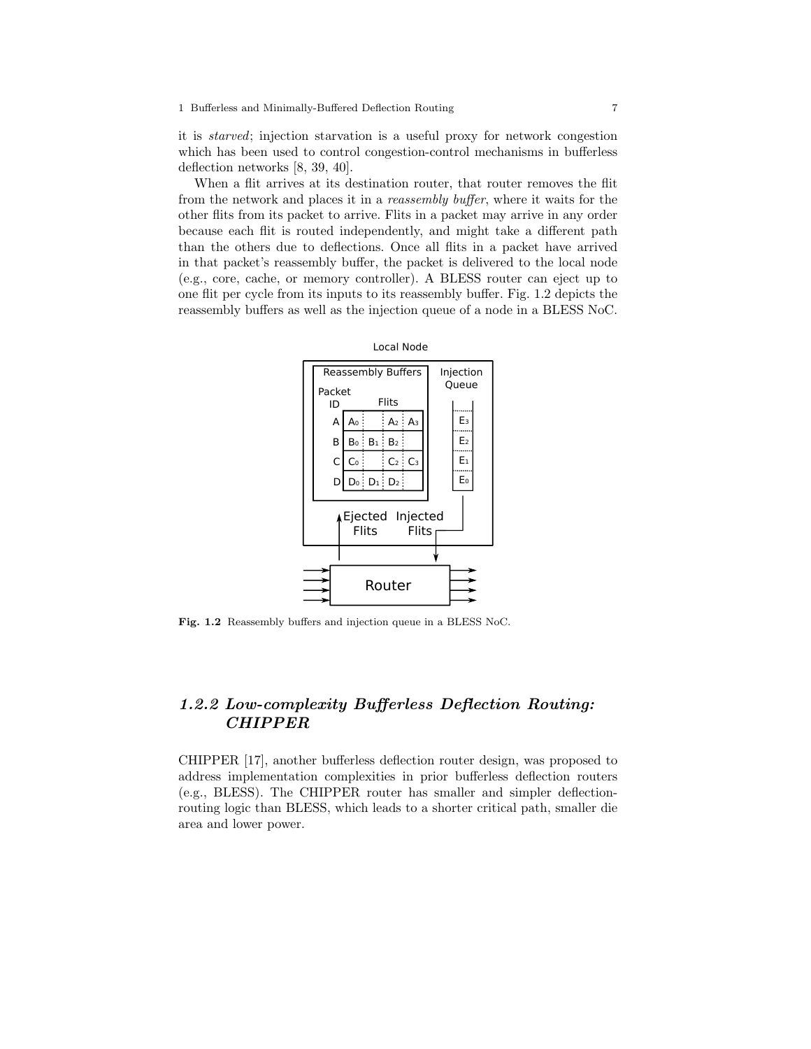it is *starved*; injection starvation is a useful proxy for network congestion which has been used to control congestion-control mechanisms in bufferless deflection networks [8, 39, 40].

When a flit arrives at its destination router, that router removes the flit from the network and places it in a *reassembly buffer*, where it waits for the other flits from its packet to arrive. Flits in a packet may arrive in any order because each flit is routed independently, and might take a different path than the others due to deflections. Once all flits in a packet have arrived in that packet's reassembly buffer, the packet is delivered to the local node (e.g., core, cache, or memory controller). A BLESS router can eject up to one flit per cycle from its inputs to its reassembly buffer. Fig. 1.2 depicts the reassembly buffers as well as the injection queue of a node in a BLESS NoC.

**Fig. 1.2** Reassembly buffers and injection queue in a BLESS NoC.

### 1.2.2 Low-complexity Bufferless Deflection Routing: CHIPPER

CHIPPER [17], another bufferless deflection router design, was proposed to address implementation complexities in prior bufferless deflection routers (e.g., BLESS). The CHIPPER router has smaller and simpler deflection-routing logic than BLESS, which leads to a shorter critical path, smaller die area and lower power.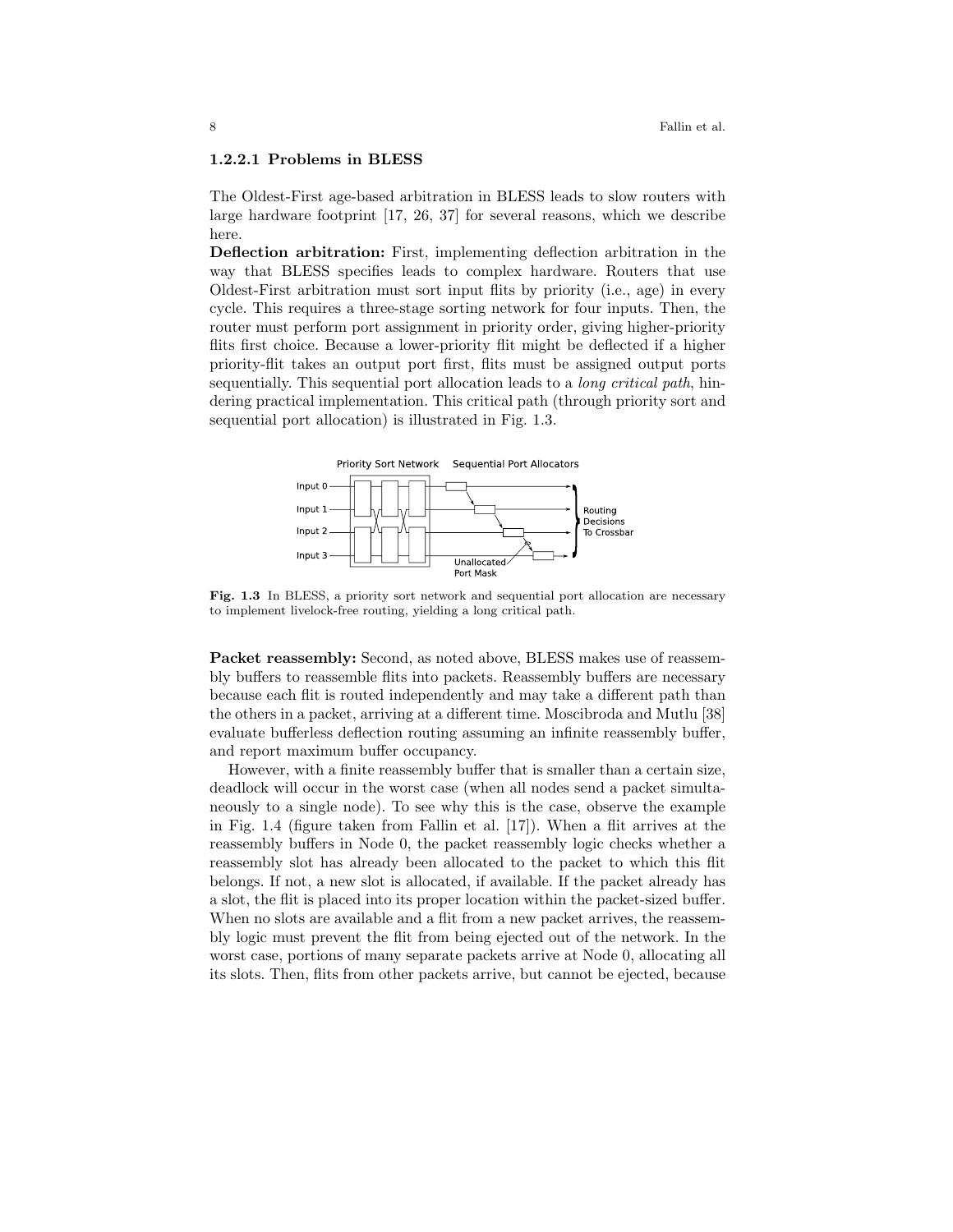#### 1.2.2.1 Problems in BLESS

The Oldest-First age-based arbitration in BLESS leads to slow routers with large hardware footprint [17, 26, 37] for several reasons, which we describe here.

**Deflection arbitration:** First, implementing deflection arbitration in the way that BLESS specifies leads to complex hardware. Routers that use Oldest-First arbitration must sort input flits by priority (i.e., age) in every cycle. This requires a three-stage sorting network for four inputs. Then, the router must perform port assignment in priority order, giving higher-priority flits first choice. Because a lower-priority flit might be deflected if a higher priority-flit takes an output port first, flits must be assigned output ports sequentially. This sequential port allocation leads to a *long critical path*, hindering practical implementation. This critical path (through priority sort and sequential port allocation) is illustrated in Fig. 1.3.

**Fig. 1.3** In BLESS, a priority sort network and sequential port allocation are necessary to implement livelock-free routing, yielding a long critical path.

**Packet reassembly:** Second, as noted above, BLESS makes use of reassembly buffers to reassemble flits into packets. Reassembly buffers are necessary because each flit is routed independently and may take a different path than the others in a packet, arriving at a different time. Moscibroda and Mutlu [38] evaluate bufferless deflection routing assuming an infinite reassembly buffer, and report maximum buffer occupancy.

However, with a finite reassembly buffer that is smaller than a certain size, deadlock will occur in the worst case (when all nodes send a packet simultaneously to a single node). To see why this is the case, observe the example in Fig. 1.4 (figure taken from Fallin et al. [17]). When a flit arrives at the reassembly buffers in Node 0, the packet reassembly logic checks whether a reassembly slot has already been allocated to the packet to which this flit belongs. If not, a new slot is allocated, if available. If the packet already has a slot, the flit is placed into its proper location within the packet-sized buffer. When no slots are available and a flit from a new packet arrives, the reassembly logic must prevent the flit from being ejected out of the network. In the worst case, portions of many separate packets arrive at Node 0, allocating all its slots. Then, flits from other packets arrive, but cannot be ejected, because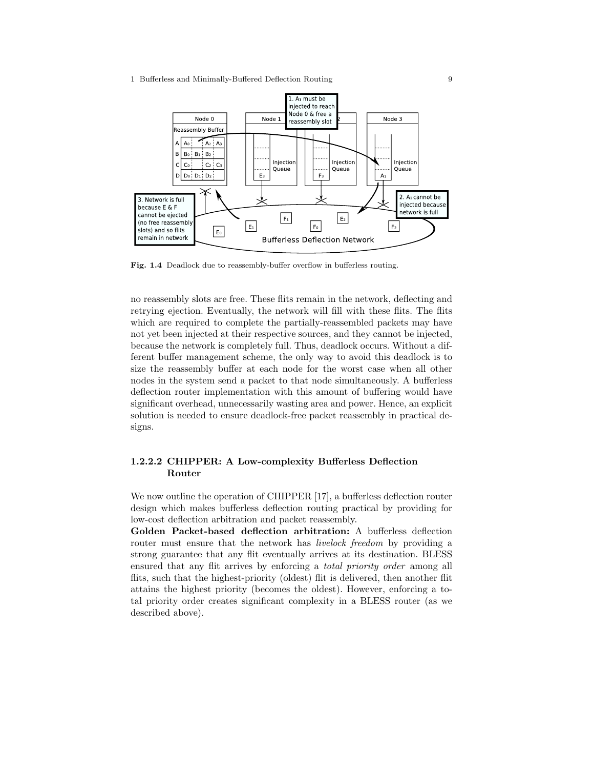Fig. 1.4 Deadlock due to reassembly-buffer overflow in bufferless routing.

no reassembly slots are free. These flits remain in the network, deflecting and retrying ejection. Eventually, the network will fill with these flits. The flits which are required to complete the partially-reassembled packets may have not yet been injected at their respective sources, and they cannot be injected, because the network is completely full. Thus, deadlock occurs. Without a different buffer management scheme, the only way to avoid this deadlock is to size the reassembly buffer at each node for the worst case when all other nodes in the system send a packet to that node simultaneously. A bufferless deflection router implementation with this amount of buffering would have significant overhead, unnecessarily wasting area and power. Hence, an explicit solution is needed to ensure deadlock-free packet reassembly in practical designs.

#### 1.2.2.2 CHIPPER: A Low-complexity Bufferless Deflection Router

We now outline the operation of CHIPPER [17], a bufferless deflection router design which makes bufferless deflection routing practical by providing for low-cost deflection arbitration and packet reassembly.

**Golden Packet-based deflection arbitration:** A bufferless deflection router must ensure that the network has *livelock freedom* by providing a strong guarantee that any flit eventually arrives at its destination. BLESS ensured that any flit arrives by enforcing a *total priority order* among all flits, such that the highest-priority (oldest) flit is delivered, then another flit attains the highest priority (becomes the oldest). However, enforcing a total priority order creates significant complexity in a BLESS router (as we described above).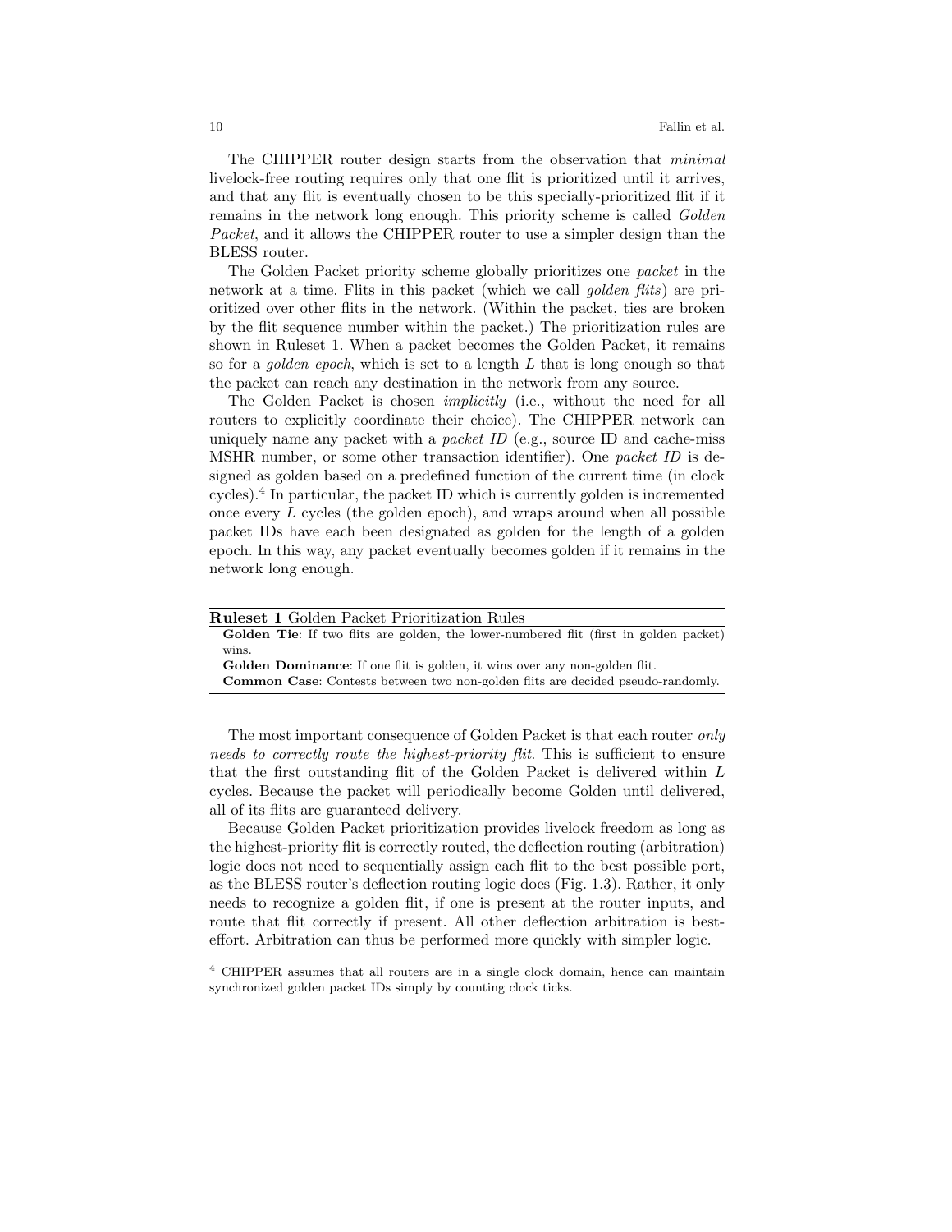The CHIPPER router design starts from the observation that *minimal* livelock-free routing requires only that one flit is prioritized until it arrives, and that any flit is eventually chosen to be this specially-prioritized flit if it remains in the network long enough. This priority scheme is called *Golden Packet*, and it allows the CHIPPER router to use a simpler design than the BLESS router.

The Golden Packet priority scheme globally prioritizes one *packet* in the network at a time. Flits in this packet (which we call *golden flits*) are prioritized over other flits in the network. (Within the packet, ties are broken by the flit sequence number within the packet.) The prioritization rules are shown in Ruleset 1. When a packet becomes the Golden Packet, it remains so for a *golden epoch*, which is set to a length $L$ that is long enough so that the packet can reach any destination in the network from any source.

The Golden Packet is chosen *implicitly* (i.e., without the need for all routers to explicitly coordinate their choice). The CHIPPER network can uniquely name any packet with a *packet ID* (e.g., source ID and cache-miss MSHR number, or some other transaction identifier). One *packet ID* is designed as golden based on a predefined function of the current time (in clock cycles).[4] In particular, the packet ID which is currently golden is incremented once every $L$ cycles (the golden epoch), and wraps around when all possible packet IDs have each been designated as golden for the length of a golden epoch. In this way, any packet eventually becomes golden if it remains in the network long enough.

**Ruleset 1** Golden Packet Prioritization Rules

**Golden Tie**: If two flits are golden, the lower-numbered flit (first in golden packet) wins.

**Golden Dominance**: If one flit is golden, it wins over any non-golden flit.

**Common Case**: Contests between two non-golden flits are decided pseudo-randomly.

The most important consequence of Golden Packet is that each router *only needs to correctly route the highest-priority flit*. This is sufficient to ensure that the first outstanding flit of the Golden Packet is delivered within $L$ cycles. Because the packet will periodically become Golden until delivered, all of its flits are guaranteed delivery.

Because Golden Packet prioritization provides livelock freedom as long as the highest-priority flit is correctly routed, the deflection routing (arbitration) logic does not need to sequentially assign each flit to the best possible port, as the BLESS router's deflection routing logic does (Fig. 1.3). Rather, it only needs to recognize a golden flit, if one is present at the router inputs, and route that flit correctly if present. All other deflection arbitration is best-effort. Arbitration can thus be performed more quickly with simpler logic.

[4] CHIPPER assumes that all routers are in a single clock domain, hence can maintain synchronized golden packet IDs simply by counting clock ticks.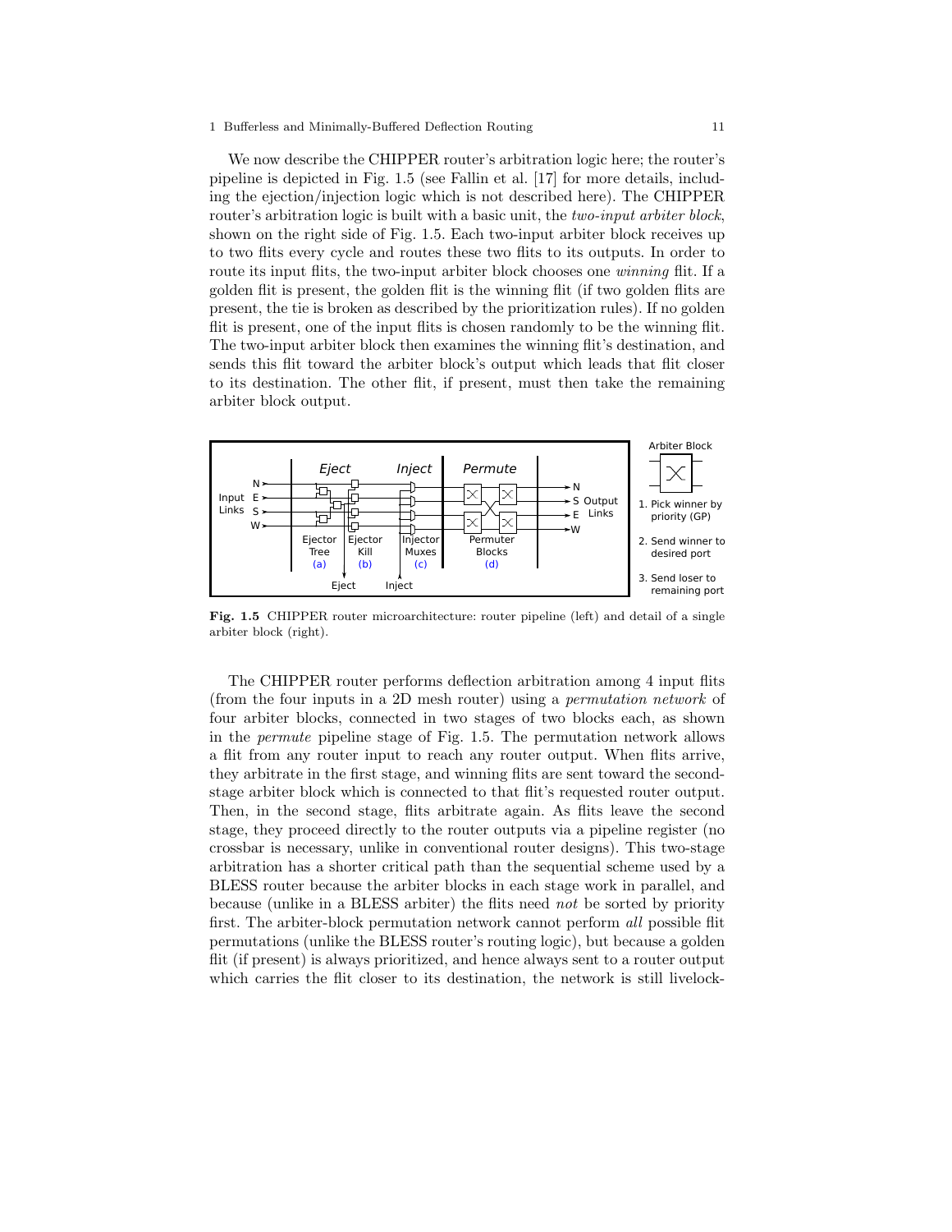We now describe the CHIPPER router's arbitration logic here; the router's pipeline is depicted in Fig. 1.5 (see Fallin et al. [17] for more details, including the ejection/injection logic which is not described here). The CHIPPER router's arbitration logic is built with a basic unit, the *two-input arbiter block*, shown on the right side of Fig. 1.5. Each two-input arbiter block receives up to two flits every cycle and routes these two flits to its outputs. In order to route its input flits, the two-input arbiter block chooses one *winning* flit. If a golden flit is present, the golden flit is the winning flit (if two golden flits are present, the tie is broken as described by the prioritization rules). If no golden flit is present, one of the input flits is chosen randomly to be the winning flit. The two-input arbiter block then examines the winning flit's destination, and sends this flit toward the arbiter block's output which leads that flit closer to its destination. The other flit, if present, must then take the remaining arbiter block output.

Eject
Inject
Permute
N
E
S
W
Input Links
N
S
E
W
Output Links
Ejector Tree (a)
Ejector Kill (b)
Injector Muxes (c)
Permuter Blocks (d)
Eject
Inject
Arbiter Block
1. Pick winner by priority (GP)
2. Send winner to desired port
3. Send loser to remaining port

**Fig. 1.5** CHIPPER router microarchitecture: router pipeline (left) and detail of a single arbiter block (right).

The CHIPPER router performs deflection arbitration among 4 input flits (from the four inputs in a 2D mesh router) using a *permutation network* of four arbiter blocks, connected in two stages of two blocks each, as shown in the *permute* pipeline stage of Fig. 1.5. The permutation network allows a flit from any router input to reach any router output. When flits arrive, they arbitrate in the first stage, and winning flits are sent toward the second-stage arbiter block which is connected to that flit's requested router output. Then, in the second stage, flits arbitrate again. As flits leave the second stage, they proceed directly to the router outputs via a pipeline register (no crossbar is necessary, unlike in conventional router designs). This two-stage arbitration has a shorter critical path than the sequential scheme used by a BLESS router because the arbiter blocks in each stage work in parallel, and because (unlike in a BLESS arbiter) the flits need *not* be sorted by priority first. The arbiter-block permutation network cannot perform *all* possible flit permutations (unlike the BLESS router's routing logic), but because a golden flit (if present) is always prioritized, and hence always sent to a router output which carries the flit closer to its destination, the network is still livelock-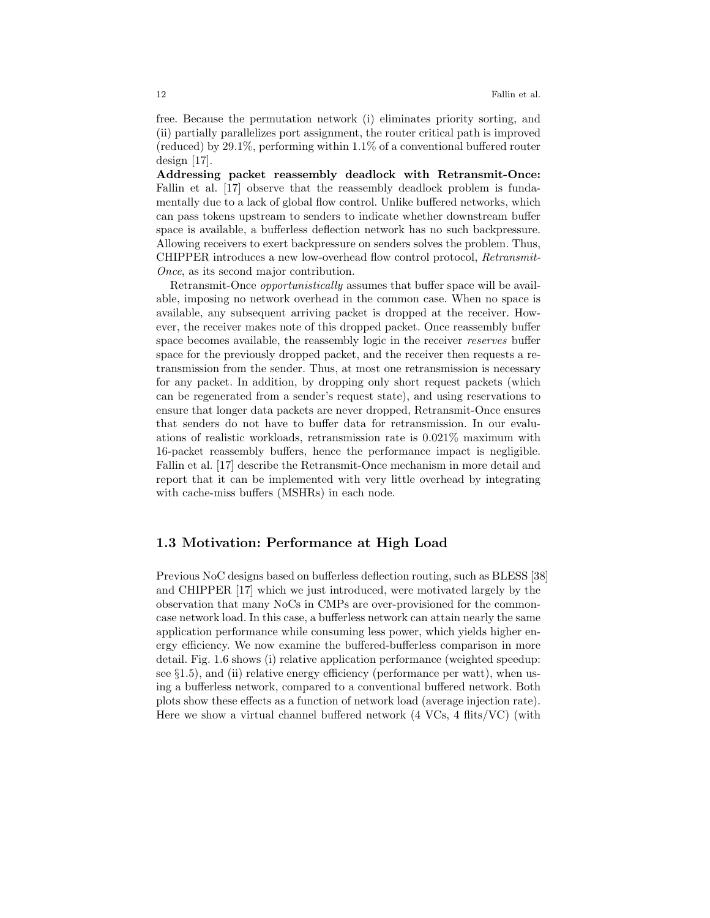free. Because the permutation network (i) eliminates priority sorting, and (ii) partially parallelizes port assignment, the router critical path is improved (reduced) by 29.1%, performing within 1.1% of a conventional buffered router design [17].

**Addressing packet reassembly deadlock with Retransmit-Once:** Fallin et al. [17] observe that the reassembly deadlock problem is fundamentally due to a lack of global flow control. Unlike buffered networks, which can pass tokens upstream to senders to indicate whether downstream buffer space is available, a bufferless deflection network has no such backpressure. Allowing receivers to exert backpressure on senders solves the problem. Thus, CHIPPER introduces a new low-overhead flow control protocol, *Retransmit-Once*, as its second major contribution.

Retransmit-Once *opportunistically* assumes that buffer space will be available, imposing no network overhead in the common case. When no space is available, any subsequent arriving packet is dropped at the receiver. However, the receiver makes note of this dropped packet. Once reassembly buffer space becomes available, the reassembly logic in the receiver *reserves* buffer space for the previously dropped packet, and the receiver then requests a retransmission from the sender. Thus, at most one retransmission is necessary for any packet. In addition, by dropping only short request packets (which can be regenerated from a sender's request state), and using reservations to ensure that longer data packets are never dropped, Retransmit-Once ensures that senders do not have to buffer data for retransmission. In our evaluations of realistic workloads, retransmission rate is 0.021% maximum with 16-packet reassembly buffers, hence the performance impact is negligible. Fallin et al. [17] describe the Retransmit-Once mechanism in more detail and report that it can be implemented with very little overhead by integrating with cache-miss buffers (MSHRs) in each node.

## 1.3 Motivation: Performance at High Load

Previous NoC designs based on bufferless deflection routing, such as BLESS [38] and CHIPPER [17] which we just introduced, were motivated largely by the observation that many NoCs in CMPs are over-provisioned for the common-case network load. In this case, a bufferless network can attain nearly the same application performance while consuming less power, which yields higher energy efficiency. We now examine the buffered-bufferless comparison in more detail. Fig. 1.6 shows (i) relative application performance (weighted speedup: see §1.5), and (ii) relative energy efficiency (performance per watt), when using a bufferless network, compared to a conventional buffered network. Both plots show these effects as a function of network load (average injection rate). Here we show a virtual channel buffered network (4 VCs, 4 flits/VC) (with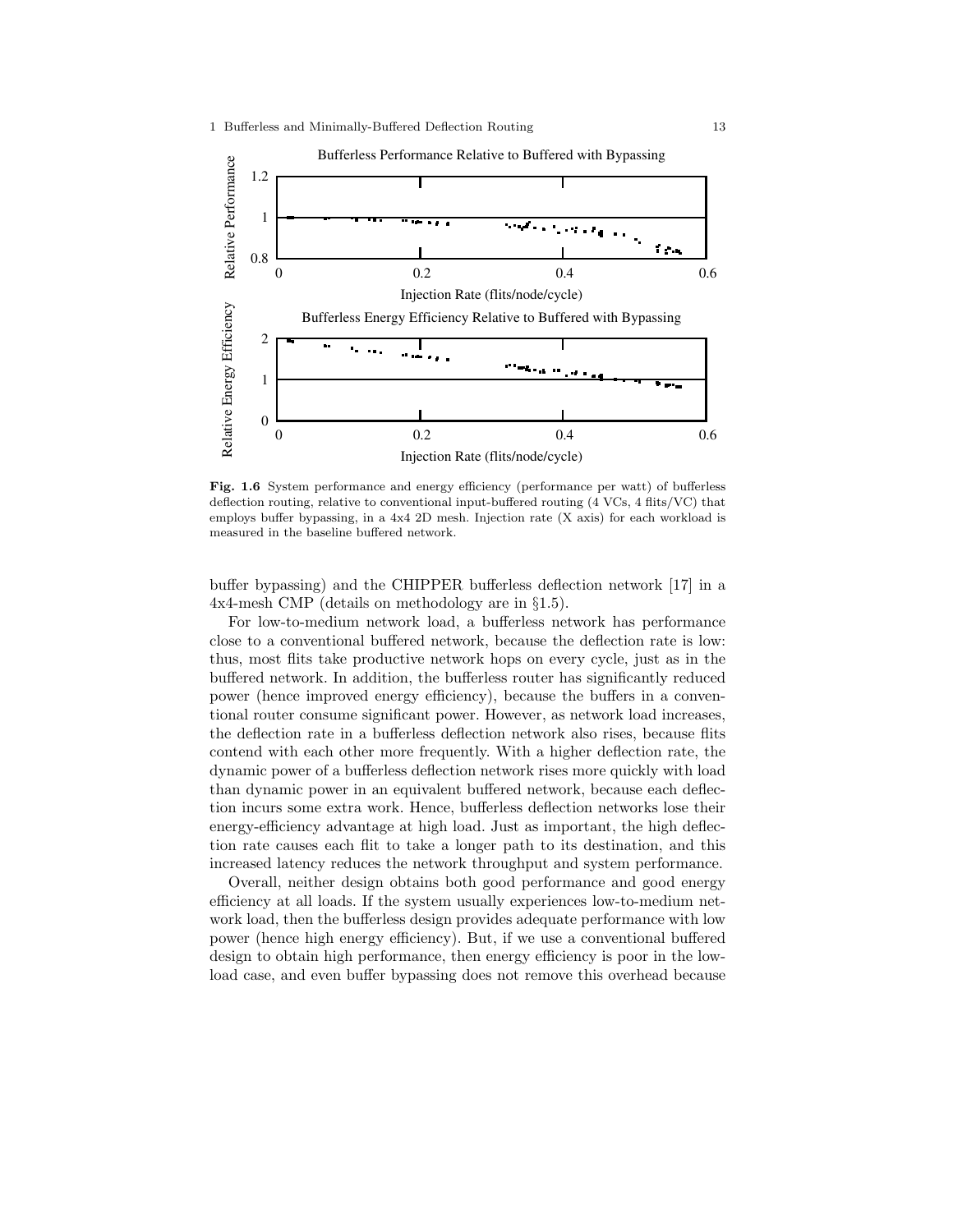Fig. 1.6 System performance and energy efficiency (performance per watt) of bufferless deflection routing, relative to conventional input-buffered routing (4 VCs, 4 flits/VC) that employs buffer bypassing, in a 4x4 2D mesh. Injection rate (X axis) for each workload is measured in the baseline buffered network.

buffer bypassing) and the CHIPPER bufferless deflection network [17] in a 4x4-mesh CMP (details on methodology are in §1.5).

For low-to-medium network load, a bufferless network has performance close to a conventional buffered network, because the deflection rate is low: thus, most flits take productive network hops on every cycle, just as in the buffered network. In addition, the bufferless router has significantly reduced power (hence improved energy efficiency), because the buffers in a conventional router consume significant power. However, as network load increases, the deflection rate in a bufferless deflection network also rises, because flits contend with each other more frequently. With a higher deflection rate, the dynamic power of a bufferless deflection network rises more quickly with load than dynamic power in an equivalent buffered network, because each deflection incurs some extra work. Hence, bufferless deflection networks lose their energy-efficiency advantage at high load. Just as important, the high deflection rate causes each flit to take a longer path to its destination, and this increased latency reduces the network throughput and system performance.

Overall, neither design obtains both good performance and good energy efficiency at all loads. If the system usually experiences low-to-medium network load, then the bufferless design provides adequate performance with low power (hence high energy efficiency). But, if we use a conventional buffered design to obtain high performance, then energy efficiency is poor in the low-load case, and even buffer bypassing does not remove this overhead because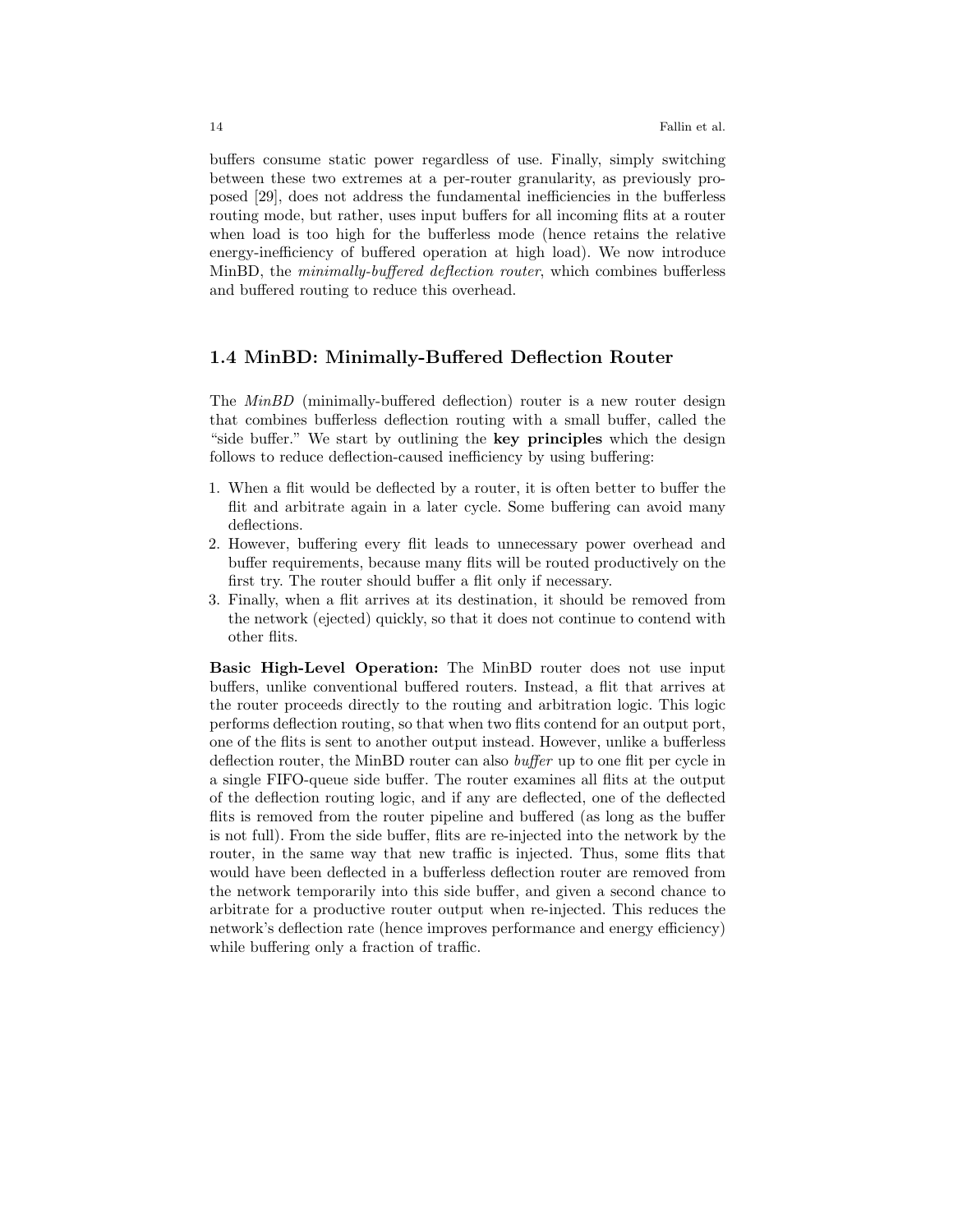buffers consume static power regardless of use. Finally, simply switching between these two extremes at a per-router granularity, as previously proposed [29], does not address the fundamental inefficiencies in the bufferless routing mode, but rather, uses input buffers for all incoming flits at a router when load is too high for the bufferless mode (hence retains the relative energy-inefficiency of buffered operation at high load). We now introduce MinBD, the *minimally-buffered deflection router*, which combines bufferless and buffered routing to reduce this overhead.

## 1.4 MinBD: Minimally-Buffered Deflection Router

The *MinBD* (minimally-buffered deflection) router is a new router design that combines bufferless deflection routing with a small buffer, called the "side buffer." We start by outlining the **key principles** which the design follows to reduce deflection-caused inefficiency by using buffering:

1. When a flit would be deflected by a router, it is often better to buffer the flit and arbitrate again in a later cycle. Some buffering can avoid many deflections.
2. However, buffering every flit leads to unnecessary power overhead and buffer requirements, because many flits will be routed productively on the first try. The router should buffer a flit only if necessary.
3. Finally, when a flit arrives at its destination, it should be removed from the network (ejected) quickly, so that it does not continue to contend with other flits.

**Basic High-Level Operation:** The MinBD router does not use input buffers, unlike conventional buffered routers. Instead, a flit that arrives at the router proceeds directly to the routing and arbitration logic. This logic performs deflection routing, so that when two flits contend for an output port, one of the flits is sent to another output instead. However, unlike a bufferless deflection router, the MinBD router can also *buffer* up to one flit per cycle in a single FIFO-queue side buffer. The router examines all flits at the output of the deflection routing logic, and if any are deflected, one of the deflected flits is removed from the router pipeline and buffered (as long as the buffer is not full). From the side buffer, flits are re-injected into the network by the router, in the same way that new traffic is injected. Thus, some flits that would have been deflected in a bufferless deflection router are removed from the network temporarily into this side buffer, and given a second chance to arbitrate for a productive router output when re-injected. This reduces the network's deflection rate (hence improves performance and energy efficiency) while buffering only a fraction of traffic.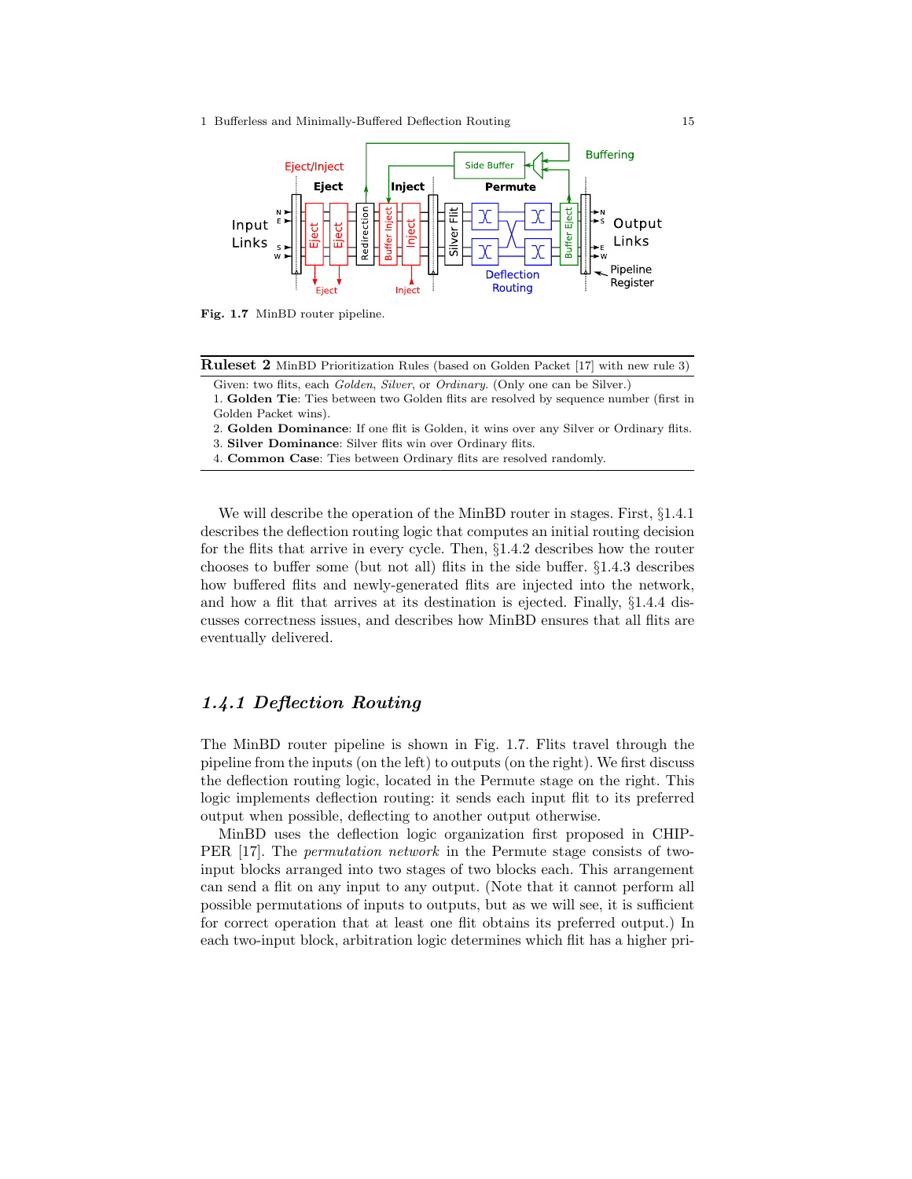Fig. 1.7 MinBD router pipeline.

**Ruleset 2** MinBD Prioritization Rules (based on Golden Packet [17] with new rule 3)

Given: two flits, each *Golden*, *Silver*, or *Ordinary*. (Only one can be Silver.)
1. **Golden Tie**: Ties between two Golden flits are resolved by sequence number (first in Golden Packet wins).
2. **Golden Dominance**: If one flit is Golden, it wins over any Silver or Ordinary flits.
3. **Silver Dominance**: Silver flits win over Ordinary flits.
4. **Common Case**: Ties between Ordinary flits are resolved randomly.

We will describe the operation of the MinBD router in stages. First, §1.4.1 describes the deflection routing logic that computes an initial routing decision for the flits that arrive in every cycle. Then, §1.4.2 describes how the router chooses to buffer some (but not all) flits in the side buffer. §1.4.3 describes how buffered flits and newly-generated flits are injected into the network, and how a flit that arrives at its destination is ejected. Finally, §1.4.4 discusses correctness issues, and describes how MinBD ensures that all flits are eventually delivered.

### 1.4.1 Deflection Routing

The MinBD router pipeline is shown in Fig. 1.7. Flits travel through the pipeline from the inputs (on the left) to outputs (on the right). We first discuss the deflection routing logic, located in the Permute stage on the right. This logic implements deflection routing: it sends each input flit to its preferred output when possible, deflecting to another output otherwise.

MinBD uses the deflection logic organization first proposed in CHIPPER [17]. The *permutation network* in the Permute stage consists of two-input blocks arranged into two stages of two blocks each. This arrangement can send a flit on any input to any output. (Note that it cannot perform all possible permutations of inputs to outputs, but as we will see, it is sufficient for correct operation that at least one flit obtains its preferred output.) In each two-input block, arbitration logic determines which flit has a higher pri-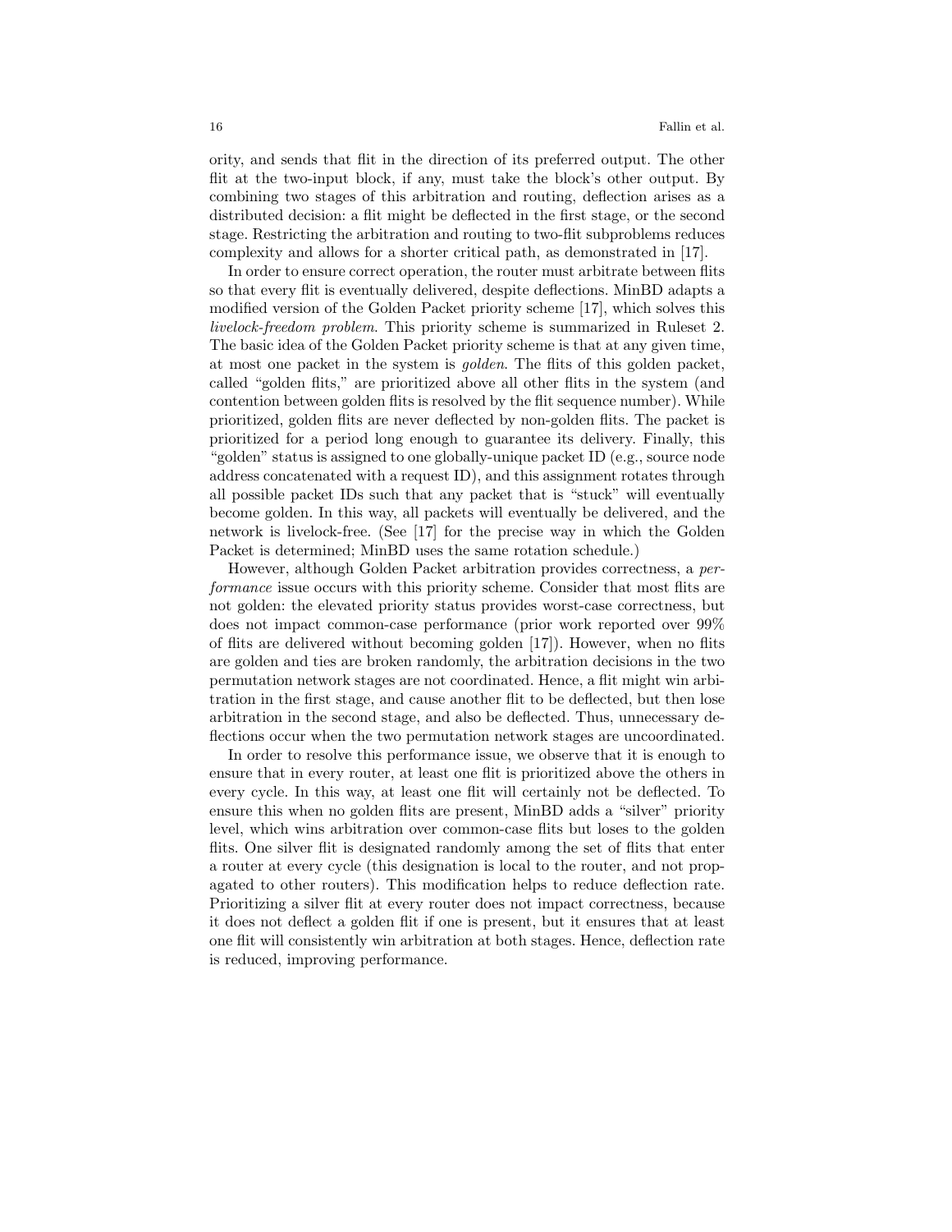ority, and sends that flit in the direction of its preferred output. The other flit at the two-input block, if any, must take the block's other output. By combining two stages of this arbitration and routing, deflection arises as a distributed decision: a flit might be deflected in the first stage, or the second stage. Restricting the arbitration and routing to two-flit subproblems reduces complexity and allows for a shorter critical path, as demonstrated in [17].

In order to ensure correct operation, the router must arbitrate between flits so that every flit is eventually delivered, despite deflections. MinBD adapts a modified version of the Golden Packet priority scheme [17], which solves this *livelock-freedom problem*. This priority scheme is summarized in Ruleset 2. The basic idea of the Golden Packet priority scheme is that at any given time, at most one packet in the system is *golden*. The flits of this golden packet, called "golden flits," are prioritized above all other flits in the system (and contention between golden flits is resolved by the flit sequence number). While prioritized, golden flits are never deflected by non-golden flits. The packet is prioritized for a period long enough to guarantee its delivery. Finally, this "golden" status is assigned to one globally-unique packet ID (e.g., source node address concatenated with a request ID), and this assignment rotates through all possible packet IDs such that any packet that is "stuck" will eventually become golden. In this way, all packets will eventually be delivered, and the network is livelock-free. (See [17] for the precise way in which the Golden Packet is determined; MinBD uses the same rotation schedule.)

However, although Golden Packet arbitration provides correctness, a *performance* issue occurs with this priority scheme. Consider that most flits are not golden: the elevated priority status provides worst-case correctness, but does not impact common-case performance (prior work reported over 99% of flits are delivered without becoming golden [17]). However, when no flits are golden and ties are broken randomly, the arbitration decisions in the two permutation network stages are not coordinated. Hence, a flit might win arbitration in the first stage, and cause another flit to be deflected, but then lose arbitration in the second stage, and also be deflected. Thus, unnecessary deflections occur when the two permutation network stages are uncoordinated.

In order to resolve this performance issue, we observe that it is enough to ensure that in every router, at least one flit is prioritized above the others in every cycle. In this way, at least one flit will certainly not be deflected. To ensure this when no golden flits are present, MinBD adds a "silver" priority level, which wins arbitration over common-case flits but loses to the golden flits. One silver flit is designated randomly among the set of flits that enter a router at every cycle (this designation is local to the router, and not propagated to other routers). This modification helps to reduce deflection rate. Prioritizing a silver flit at every router does not impact correctness, because it does not deflect a golden flit if one is present, but it ensures that at least one flit will consistently win arbitration at both stages. Hence, deflection rate is reduced, improving performance.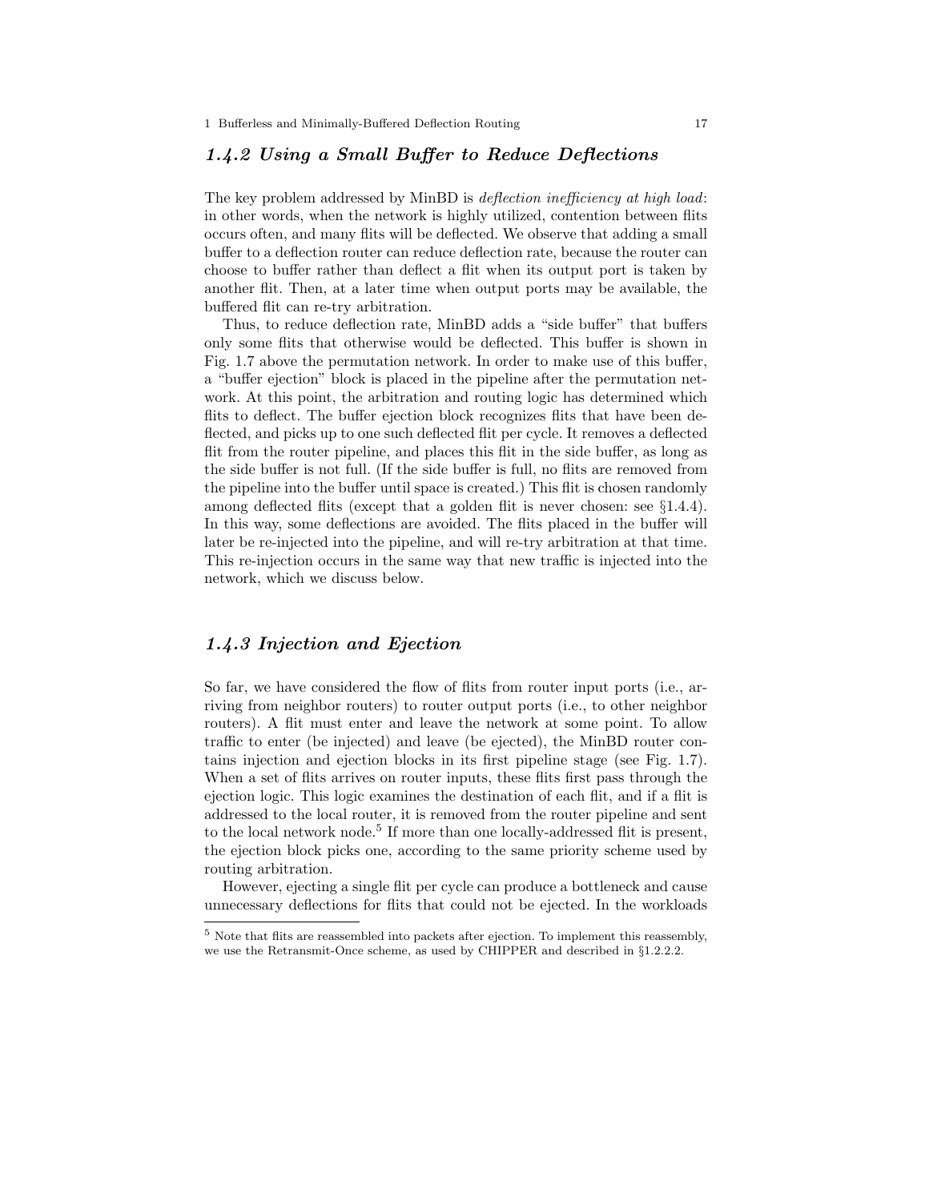### 1.4.2 Using a Small Buffer to Reduce Deflections

The key problem addressed by MinBD is *deflection inefficiency at high load*: in other words, when the network is highly utilized, contention between flits occurs often, and many flits will be deflected. We observe that adding a small buffer to a deflection router can reduce deflection rate, because the router can choose to buffer rather than deflect a flit when its output port is taken by another flit. Then, at a later time when output ports may be available, the buffered flit can re-try arbitration.

Thus, to reduce deflection rate, MinBD adds a "side buffer" that buffers only some flits that otherwise would be deflected. This buffer is shown in Fig. 1.7 above the permutation network. In order to make use of this buffer, a "buffer ejection" block is placed in the pipeline after the permutation network. At this point, the arbitration and routing logic has determined which flits to deflect. The buffer ejection block recognizes flits that have been deflected, and picks up to one such deflected flit per cycle. It removes a deflected flit from the router pipeline, and places this flit in the side buffer, as long as the side buffer is not full. (If the side buffer is full, no flits are removed from the pipeline into the buffer until space is created.) This flit is chosen randomly among deflected flits (except that a golden flit is never chosen: see §1.4.4). In this way, some deflections are avoided. The flits placed in the buffer will later be re-injected into the pipeline, and will re-try arbitration at that time. This re-injection occurs in the same way that new traffic is injected into the network, which we discuss below.

### 1.4.3 Injection and Ejection

So far, we have considered the flow of flits from router input ports (i.e., arriving from neighbor routers) to router output ports (i.e., to other neighbor routers). A flit must enter and leave the network at some point. To allow traffic to enter (be injected) and leave (be ejected), the MinBD router contains injection and ejection blocks in its first pipeline stage (see Fig. 1.7). When a set of flits arrives on router inputs, these flits first pass through the ejection logic. This logic examines the destination of each flit, and if a flit is addressed to the local router, it is removed from the router pipeline and sent to the local network node.[5] If more than one locally-addressed flit is present, the ejection block picks one, according to the same priority scheme used by routing arbitration.

However, ejecting a single flit per cycle can produce a bottleneck and cause unnecessary deflections for flits that could not be ejected. In the workloads

[5] Note that flits are reassembled into packets after ejection. To implement this reassembly, we use the Retransmit-Once scheme, as used by CHIPPER and described in §1.2.2.2.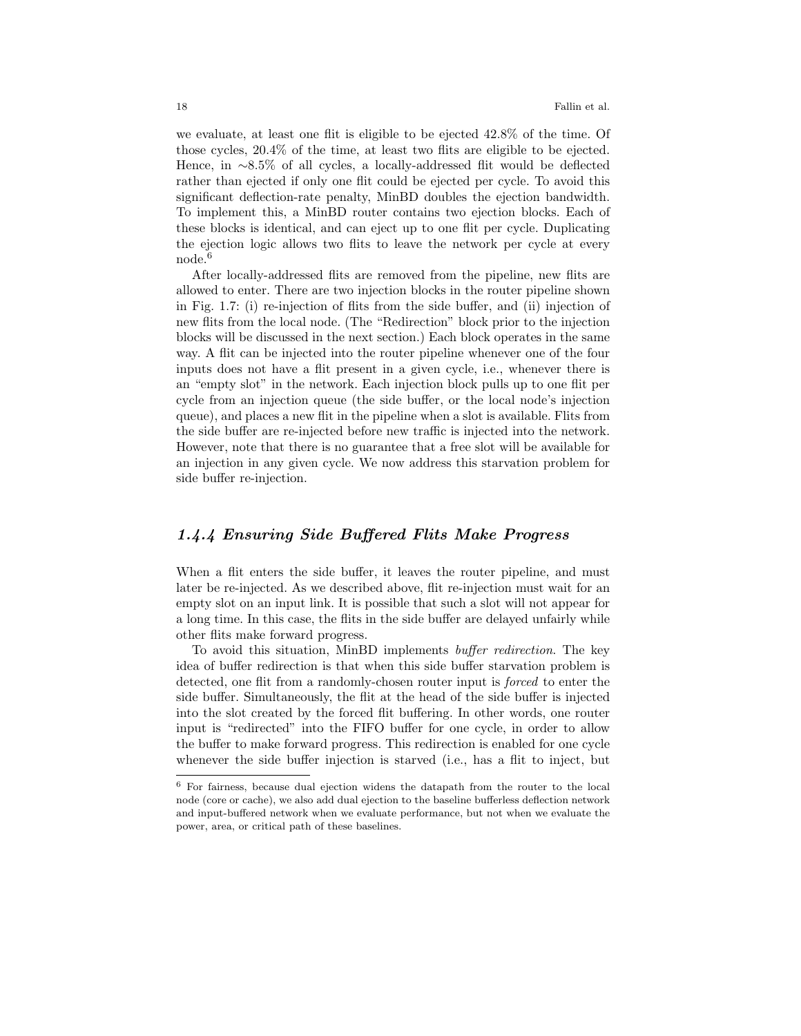we evaluate, at least one flit is eligible to be ejected 42.8% of the time. Of those cycles, 20.4% of the time, at least two flits are eligible to be ejected. Hence, in ∼8.5% of all cycles, a locally-addressed flit would be deflected rather than ejected if only one flit could be ejected per cycle. To avoid this significant deflection-rate penalty, MinBD doubles the ejection bandwidth. To implement this, a MinBD router contains two ejection blocks. Each of these blocks is identical, and can eject up to one flit per cycle. Duplicating the ejection logic allows two flits to leave the network per cycle at every node.[6]

After locally-addressed flits are removed from the pipeline, new flits are allowed to enter. There are two injection blocks in the router pipeline shown in Fig. 1.7: (i) re-injection of flits from the side buffer, and (ii) injection of new flits from the local node. (The "Redirection" block prior to the injection blocks will be discussed in the next section.) Each block operates in the same way. A flit can be injected into the router pipeline whenever one of the four inputs does not have a flit present in a given cycle, i.e., whenever there is an "empty slot" in the network. Each injection block pulls up to one flit per cycle from an injection queue (the side buffer, or the local node's injection queue), and places a new flit in the pipeline when a slot is available. Flits from the side buffer are re-injected before new traffic is injected into the network. However, note that there is no guarantee that a free slot will be available for an injection in any given cycle. We now address this starvation problem for side buffer re-injection.

### *1.4.4 Ensuring Side Buffered Flits Make Progress*

When a flit enters the side buffer, it leaves the router pipeline, and must later be re-injected. As we described above, flit re-injection must wait for an empty slot on an input link. It is possible that such a slot will not appear for a long time. In this case, the flits in the side buffer are delayed unfairly while other flits make forward progress.

To avoid this situation, MinBD implements *buffer redirection*. The key idea of buffer redirection is that when this side buffer starvation problem is detected, one flit from a randomly-chosen router input is *forced* to enter the side buffer. Simultaneously, the flit at the head of the side buffer is injected into the slot created by the forced flit buffering. In other words, one router input is "redirected" into the FIFO buffer for one cycle, in order to allow the buffer to make forward progress. This redirection is enabled for one cycle whenever the side buffer injection is starved (i.e., has a flit to inject, but

[6] For fairness, because dual ejection widens the datapath from the router to the local node (core or cache), we also add dual ejection to the baseline bufferless deflection network and input-buffered network when we evaluate performance, but not when we evaluate the power, area, or critical path of these baselines.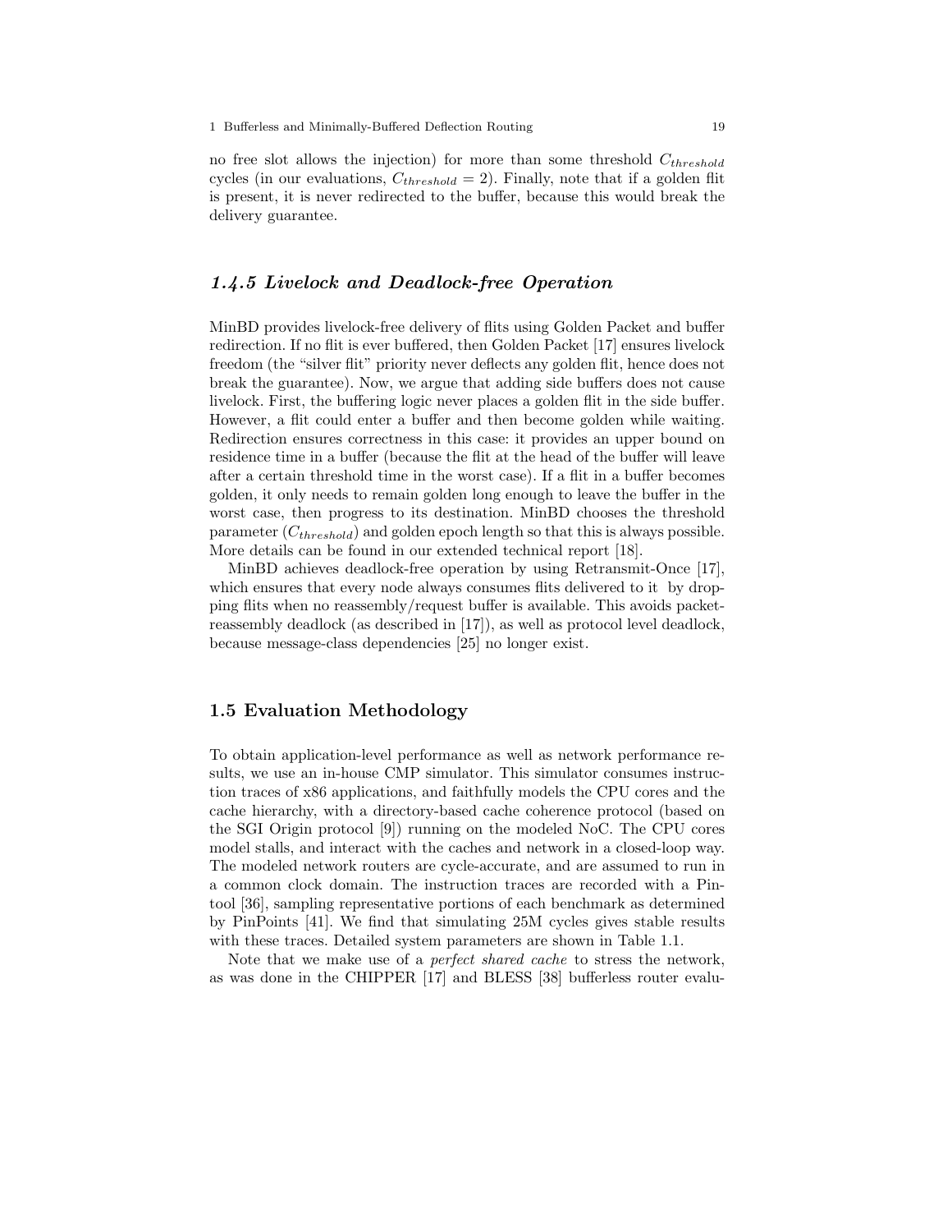no free slot allows the injection) for more than some threshold $C_{threshold}$ cycles (in our evaluations, $C_{threshold} = 2$). Finally, note that if a golden flit is present, it is never redirected to the buffer, because this would break the delivery guarantee.

### *1.4.5 Livelock and Deadlock-free Operation*

MinBD provides livelock-free delivery of flits using Golden Packet and buffer redirection. If no flit is ever buffered, then Golden Packet [17] ensures livelock freedom (the "silver flit" priority never deflects any golden flit, hence does not break the guarantee). Now, we argue that adding side buffers does not cause livelock. First, the buffering logic never places a golden flit in the side buffer. However, a flit could enter a buffer and then become golden while waiting. Redirection ensures correctness in this case: it provides an upper bound on residence time in a buffer (because the flit at the head of the buffer will leave after a certain threshold time in the worst case). If a flit in a buffer becomes golden, it only needs to remain golden long enough to leave the buffer in the worst case, then progress to its destination. MinBD chooses the threshold parameter ($C_{threshold}$) and golden epoch length so that this is always possible. More details can be found in our extended technical report [18].

MinBD achieves deadlock-free operation by using Retransmit-Once [17], which ensures that every node always consumes flits delivered to it by dropping flits when no reassembly/request buffer is available. This avoids packet-reassembly deadlock (as described in [17]), as well as protocol level deadlock, because message-class dependencies [25] no longer exist.

## 1.5 Evaluation Methodology

To obtain application-level performance as well as network performance results, we use an in-house CMP simulator. This simulator consumes instruction traces of x86 applications, and faithfully models the CPU cores and the cache hierarchy, with a directory-based cache coherence protocol (based on the SGI Origin protocol [9]) running on the modeled NoC. The CPU cores model stalls, and interact with the caches and network in a closed-loop way. The modeled network routers are cycle-accurate, and are assumed to run in a common clock domain. The instruction traces are recorded with a Pintool [36], sampling representative portions of each benchmark as determined by PinPoints [41]. We find that simulating 25M cycles gives stable results with these traces. Detailed system parameters are shown in Table 1.1.

Note that we make use of a *perfect shared cache* to stress the network, as was done in the CHIPPER [17] and BLESS [38] bufferless router evalu-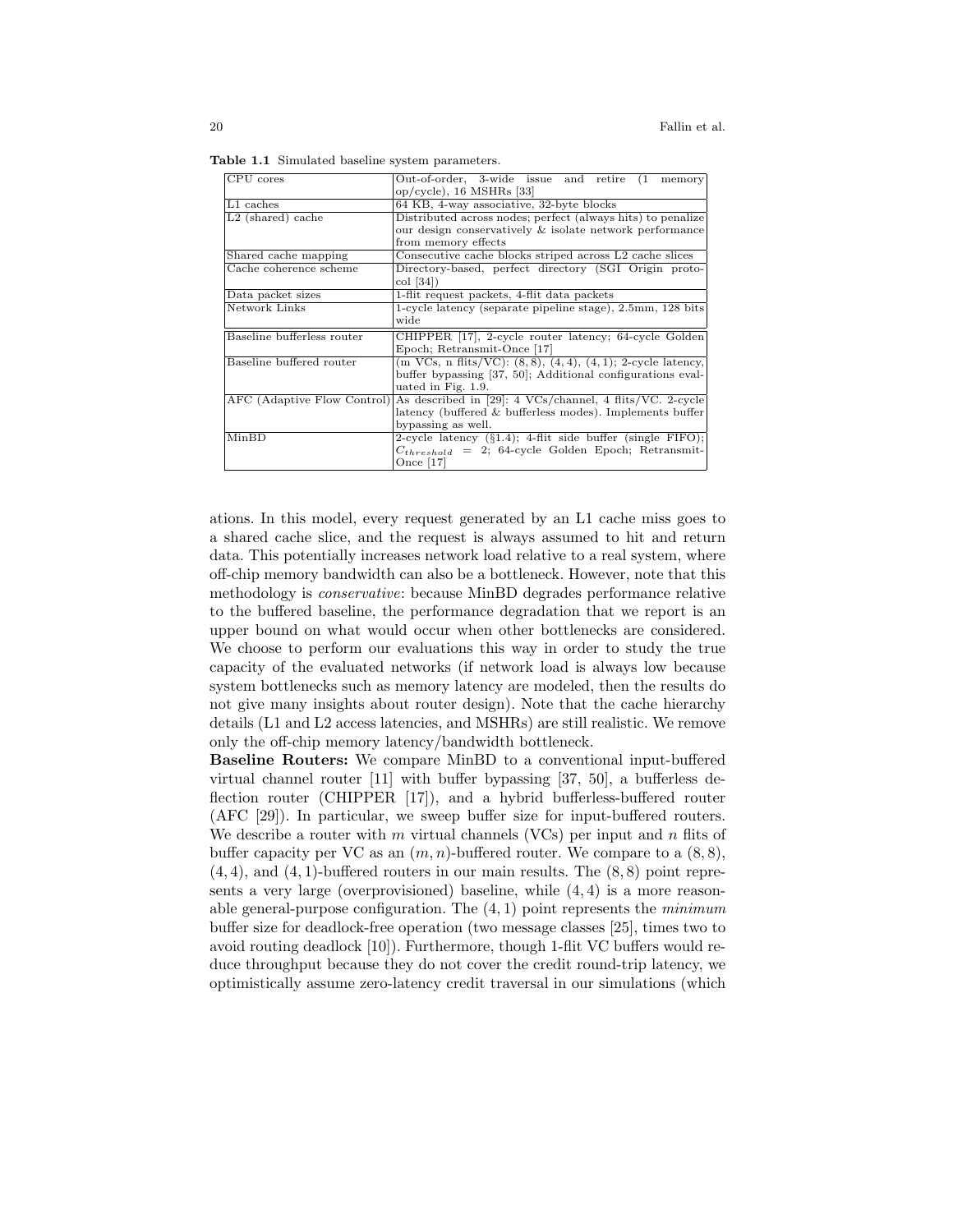**Table 1.1** Simulated baseline system parameters.

| | |
|---|---|
| CPU cores | Out-of-order, 3-wide issue and retire (1 memory op/cycle), 16 MSHRs [33] |
| L1 caches | 64 KB, 4-way associative, 32-byte blocks |
| L2 (shared) cache | Distributed across nodes; perfect (always hits) to penalize our design conservatively & isolate network performance from memory effects |
| Shared cache mapping | Consecutive cache blocks striped across L2 cache slices |
| Cache coherence scheme | Directory-based, perfect directory (SGI Origin protocol [34]) |
| Data packet sizes | 1-flit request packets, 4-flit data packets |
| Network Links | 1-cycle latency (separate pipeline stage), 2.5mm, 128 bits wide |
| Baseline bufferless router | CHIPPER [17], 2-cycle router latency; 64-cycle Golden Epoch; Retransmit-Once [17] |
| Baseline buffered router | (m VCs, n flits/VC): $(8, 8)$, $(4, 4)$, $(4, 1)$; 2-cycle latency, buffer bypassing [37, 50]; Additional configurations evaluated in Fig. 1.9. |
| AFC (Adaptive Flow Control) | As described in [29]: 4 VCs/channel, 4 flits/VC. 2-cycle latency (buffered & bufferless modes). Implements buffer bypassing as well. |
| MinBD | 2-cycle latency (§1.4); 4-flit side buffer (single FIFO); $C_{threshold} = 2$; 64-cycle Golden Epoch; Retransmit-Once [17] |

ations. In this model, every request generated by an L1 cache miss goes to a shared cache slice, and the request is always assumed to hit and return data. This potentially increases network load relative to a real system, where off-chip memory bandwidth can also be a bottleneck. However, note that this methodology is *conservative*: because MinBD degrades performance relative to the buffered baseline, the performance degradation that we report is an upper bound on what would occur when other bottlenecks are considered. We choose to perform our evaluations this way in order to study the true capacity of the evaluated networks (if network load is always low because system bottlenecks such as memory latency are modeled, then the results do not give many insights about router design). Note that the cache hierarchy details (L1 and L2 access latencies, and MSHRs) are still realistic. We remove only the off-chip memory latency/bandwidth bottleneck.

**Baseline Routers:** We compare MinBD to a conventional input-buffered virtual channel router [11] with buffer bypassing [37, 50], a bufferless deflection router (CHIPPER [17]), and a hybrid bufferless-buffered router (AFC [29]). In particular, we sweep buffer size for input-buffered routers. We describe a router with $m$ virtual channels (VCs) per input and $n$ flits of buffer capacity per VC as an $(m, n)$-buffered router. We compare to a $(8, 8)$, $(4, 4)$, and $(4, 1)$-buffered routers in our main results. The $(8, 8)$ point represents a very large (overprovisioned) baseline, while $(4, 4)$ is a more reasonable general-purpose configuration. The $(4, 1)$ point represents the *minimum* buffer size for deadlock-free operation (two message classes [25], times two to avoid routing deadlock [10]). Furthermore, though 1-flit VC buffers would reduce throughput because they do not cover the credit round-trip latency, we optimistically assume zero-latency credit traversal in our simulations (which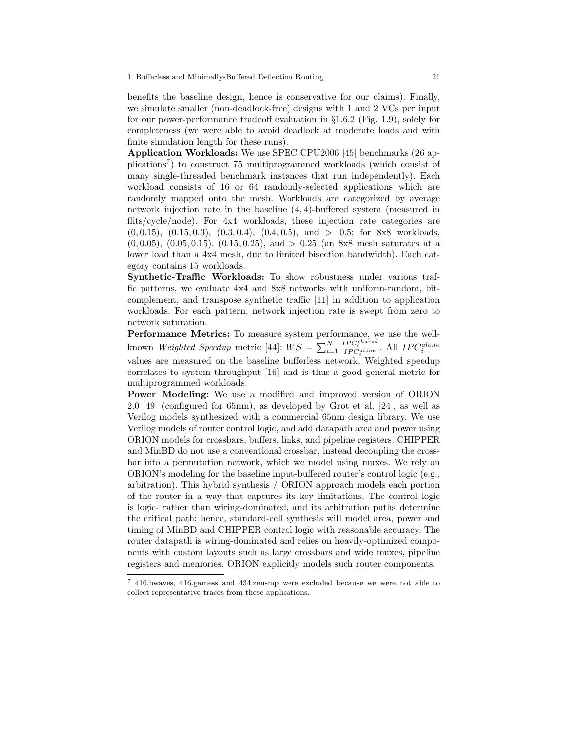benefits the baseline design, hence is conservative for our claims). Finally, we simulate smaller (non-deadlock-free) designs with 1 and 2 VCs per input for our power-performance tradeoff evaluation in §1.6.2 (Fig. 1.9), solely for completeness (we were able to avoid deadlock at moderate loads and with finite simulation length for these runs).

**Application Workloads:** We use SPEC CPU2006 [45] benchmarks (26 applications[7]) to construct 75 multiprogrammed workloads (which consist of many single-threaded benchmark instances that run independently). Each workload consists of 16 or 64 randomly-selected applications which are randomly mapped onto the mesh. Workloads are categorized by average network injection rate in the baseline $(4, 4)$-buffered system (measured in flits/cycle/node). For 4x4 workloads, these injection rate categories are $(0, 0.15)$, $(0.15, 0.3)$, $(0.3, 0.4)$, $(0.4, 0.5)$, and $> 0.5$; for 8x8 workloads, $(0, 0.05)$, $(0.05, 0.15)$, $(0.15, 0.25)$, and $> 0.25$ (an 8x8 mesh saturates at a lower load than a 4x4 mesh, due to limited bisection bandwidth). Each category contains 15 workloads.

**Synthetic-Traffic Workloads:** To show robustness under various traffic patterns, we evaluate 4x4 and 8x8 networks with uniform-random, bit-complement, and transpose synthetic traffic [11] in addition to application workloads. For each pattern, network injection rate is swept from zero to network saturation.

**Performance Metrics:** To measure system performance, we use the well-known *Weighted Speedup* metric [44]: $WS = \sum_{i=1}^{N} \frac{IPC_i^{shared}}{IPC_i^{alone}}$. All $IPC_i^{alone}$ values are measured on the baseline bufferless network. Weighted speedup correlates to system throughput [16] and is thus a good general metric for multiprogrammed workloads.

**Power Modeling:** We use a modified and improved version of ORION 2.0 [49] (configured for 65nm), as developed by Grot et al. [24], as well as Verilog models synthesized with a commercial 65nm design library. We use Verilog models of router control logic, and add datapath area and power using ORION models for crossbars, buffers, links, and pipeline registers. CHIPPER and MinBD do not use a conventional crossbar, instead decoupling the crossbar into a permutation network, which we model using muxes. We rely on ORION's modeling for the baseline input-buffered router's control logic (e.g., arbitration). This hybrid synthesis / ORION approach models each portion of the router in a way that captures its key limitations. The control logic is logic- rather than wiring-dominated, and its arbitration paths determine the critical path; hence, standard-cell synthesis will model area, power and timing of MinBD and CHIPPER control logic with reasonable accuracy. The router datapath is wiring-dominated and relies on heavily-optimized components with custom layouts such as large crossbars and wide muxes, pipeline registers and memories. ORION explicitly models such router components.

---

[7] 410.bwaves, 416.gamess and 434.zeusmp were excluded because we were not able to collect representative traces from these applications.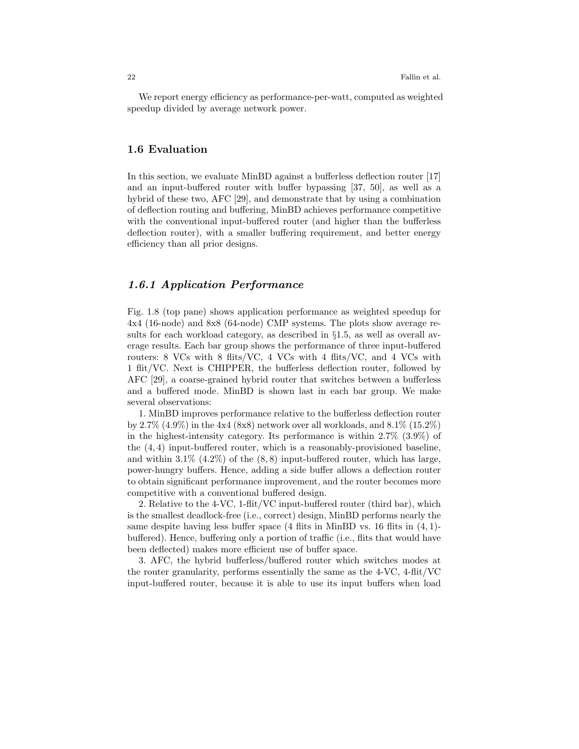We report energy efficiency as performance-per-watt, computed as weighted speedup divided by average network power.

## 1.6 Evaluation

In this section, we evaluate MinBD against a bufferless deflection router [17] and an input-buffered router with buffer bypassing [37, 50], as well as a hybrid of these two, AFC [29], and demonstrate that by using a combination of deflection routing and buffering, MinBD achieves performance competitive with the conventional input-buffered router (and higher than the bufferless deflection router), with a smaller buffering requirement, and better energy efficiency than all prior designs.

### *1.6.1 Application Performance*

Fig. 1.8 (top pane) shows application performance as weighted speedup for 4x4 (16-node) and 8x8 (64-node) CMP systems. The plots show average results for each workload category, as described in §1.5, as well as overall average results. Each bar group shows the performance of three input-buffered routers: 8 VCs with 8 flits/VC, 4 VCs with 4 flits/VC, and 4 VCs with 1 flit/VC. Next is CHIPPER, the bufferless deflection router, followed by AFC [29], a coarse-grained hybrid router that switches between a bufferless and a buffered mode. MinBD is shown last in each bar group. We make several observations:

1. MinBD improves performance relative to the bufferless deflection router by 2.7% (4.9%) in the 4x4 (8x8) network over all workloads, and 8.1% (15.2%) in the highest-intensity category. Its performance is within 2.7% (3.9%) of the $(4, 4)$ input-buffered router, which is a reasonably-provisioned baseline, and within 3.1% (4.2%) of the $(8, 8)$ input-buffered router, which has large, power-hungry buffers. Hence, adding a side buffer allows a deflection router to obtain significant performance improvement, and the router becomes more competitive with a conventional buffered design.

2. Relative to the 4-VC, 1-flit/VC input-buffered router (third bar), which is the smallest deadlock-free (i.e., correct) design, MinBD performs nearly the same despite having less buffer space (4 flits in MinBD vs. 16 flits in $(4, 1)$-buffered). Hence, buffering only a portion of traffic (i.e., flits that would have been deflected) makes more efficient use of buffer space.

3. AFC, the hybrid bufferless/buffered router which switches modes at the router granularity, performs essentially the same as the 4-VC, 4-flit/VC input-buffered router, because it is able to use its input buffers when load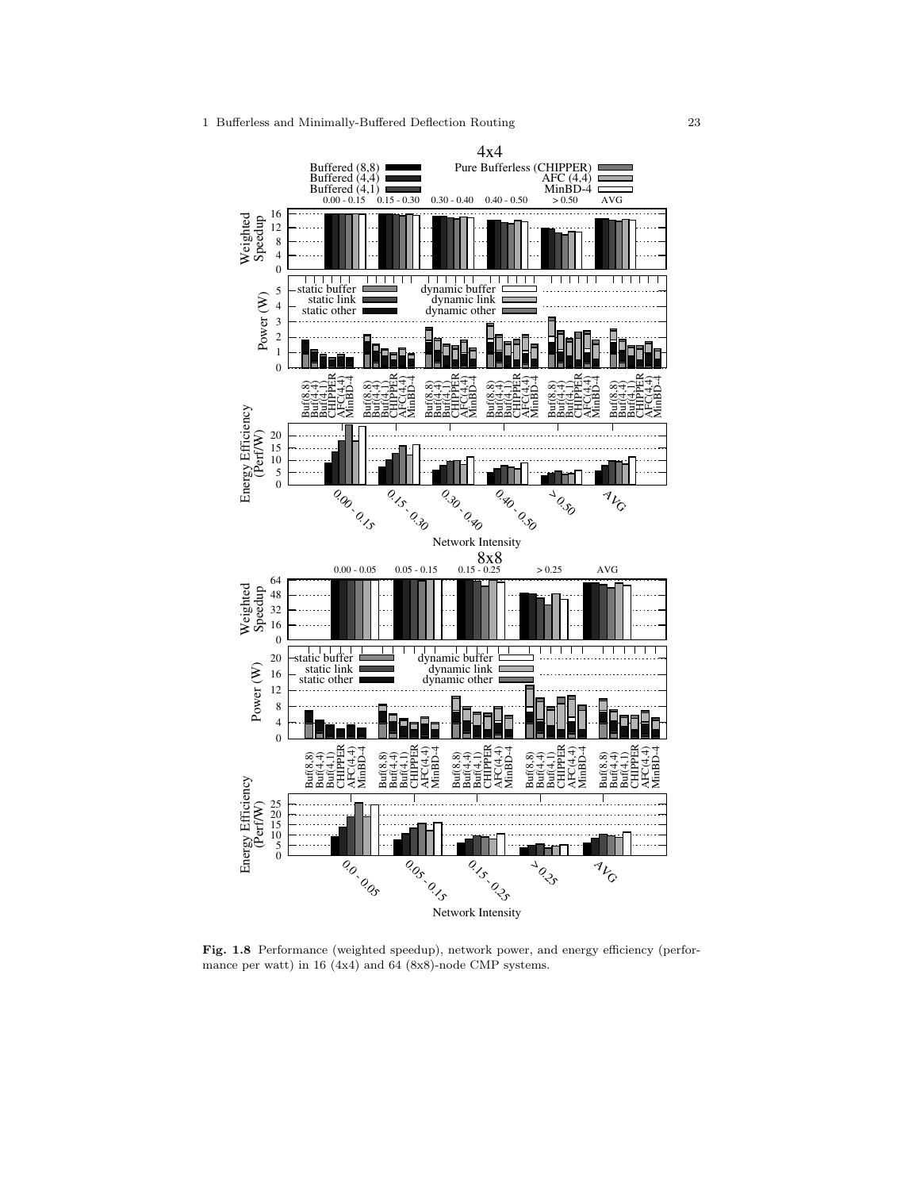**Fig. 1.8** Performance (weighted speedup), network power, and energy efficiency (performance per watt) in 16 (4x4) and 64 (8x8)-node CMP systems.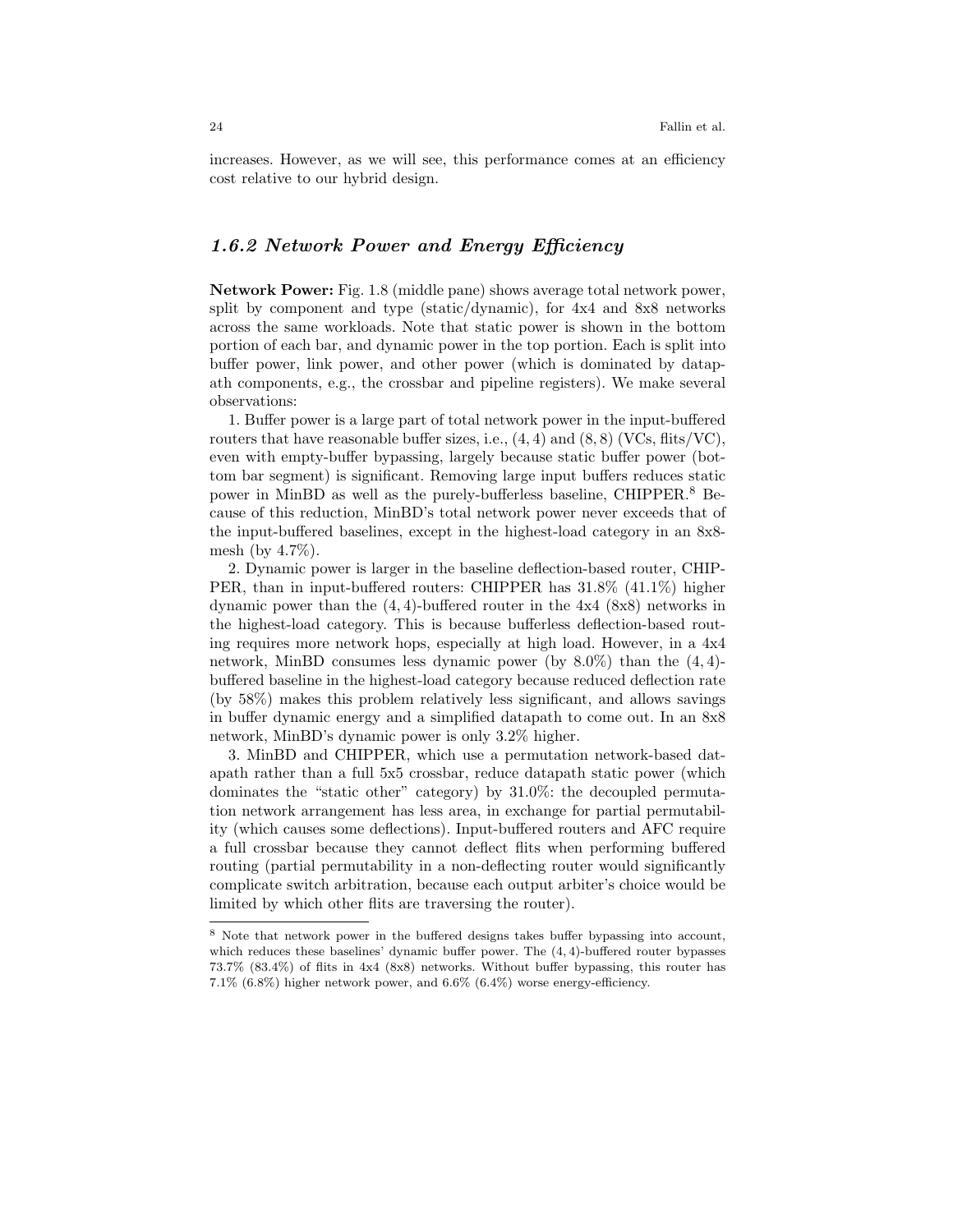increases. However, as we will see, this performance comes at an efficiency cost relative to our hybrid design.

### 1.6.2 Network Power and Energy Efficiency

**Network Power:** Fig. 1.8 (middle pane) shows average total network power, split by component and type (static/dynamic), for 4x4 and 8x8 networks across the same workloads. Note that static power is shown in the bottom portion of each bar, and dynamic power in the top portion. Each is split into buffer power, link power, and other power (which is dominated by datapath components, e.g., the crossbar and pipeline registers). We make several observations:

1. Buffer power is a large part of total network power in the input-buffered routers that have reasonable buffer sizes, i.e., $(4,4)$ and $(8,8)$ (VCs, flits/VC), even with empty-buffer bypassing, largely because static buffer power (bottom bar segment) is significant. Removing large input buffers reduces static power in MinBD as well as the purely-bufferless baseline, CHIPPER.[8] Because of this reduction, MinBD's total network power never exceeds that of the input-buffered baselines, except in the highest-load category in an 8x8-mesh (by 4.7%).

2. Dynamic power is larger in the baseline deflection-based router, CHIPPER, than in input-buffered routers: CHIPPER has 31.8% (41.1%) higher dynamic power than the $(4,4)$-buffered router in the 4x4 (8x8) networks in the highest-load category. This is because bufferless deflection-based routing requires more network hops, especially at high load. However, in a 4x4 network, MinBD consumes less dynamic power (by 8.0%) than the $(4,4)$-buffered baseline in the highest-load category because reduced deflection rate (by 58%) makes this problem relatively less significant, and allows savings in buffer dynamic energy and a simplified datapath to come out. In an 8x8 network, MinBD's dynamic power is only 3.2% higher.

3. MinBD and CHIPPER, which use a permutation network-based datapath rather than a full 5x5 crossbar, reduce datapath static power (which dominates the "static other" category) by 31.0%: the decoupled permutation network arrangement has less area, in exchange for partial permutability (which causes some deflections). Input-buffered routers and AFC require a full crossbar because they cannot deflect flits when performing buffered routing (partial permutability in a non-deflecting router would significantly complicate switch arbitration, because each output arbiter's choice would be limited by which other flits are traversing the router).

---

[8] Note that network power in the buffered designs takes buffer bypassing into account, which reduces these baselines' dynamic buffer power. The $(4,4)$-buffered router bypasses 73.7% (83.4%) of flits in 4x4 (8x8) networks. Without buffer bypassing, this router has 7.1% (6.8%) higher network power, and 6.6% (6.4%) worse energy-efficiency.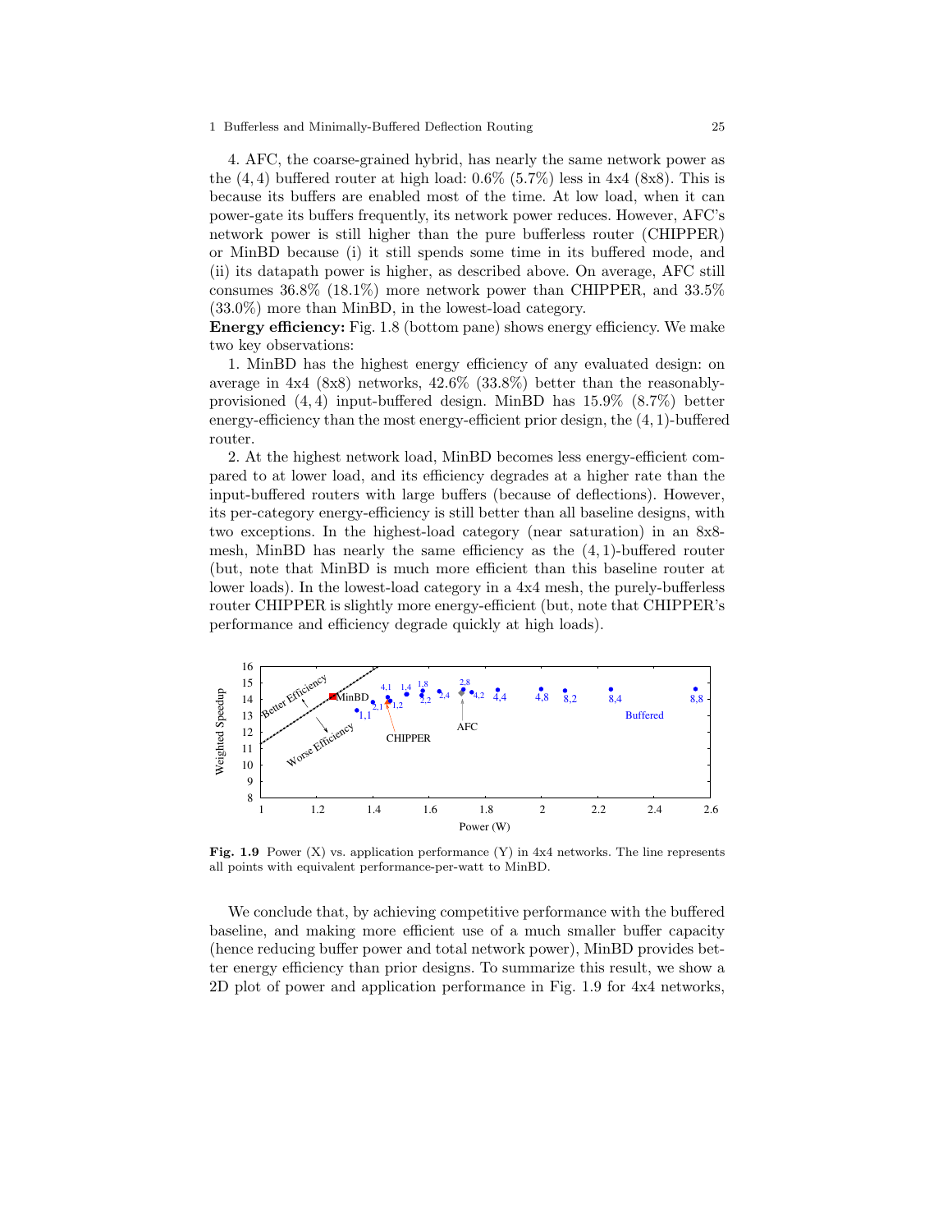4. AFC, the coarse-grained hybrid, has nearly the same network power as the $(4, 4)$ buffered router at high load: 0.6% (5.7%) less in 4x4 (8x8). This is because its buffers are enabled most of the time. At low load, when it can power-gate its buffers frequently, its network power reduces. However, AFC's network power is still higher than the pure bufferless router (CHIPPER) or MinBD because (i) it still spends some time in its buffered mode, and (ii) its datapath power is higher, as described above. On average, AFC still consumes 36.8% (18.1%) more network power than CHIPPER, and 33.5% (33.0%) more than MinBD, in the lowest-load category.

**Energy efficiency:** Fig. 1.8 (bottom pane) shows energy efficiency. We make two key observations:

1. MinBD has the highest energy efficiency of any evaluated design: on average in 4x4 (8x8) networks, 42.6% (33.8%) better than the reasonably-provisioned $(4, 4)$ input-buffered design. MinBD has 15.9% (8.7%) better energy-efficiency than the most energy-efficient prior design, the $(4, 1)$-buffered router.

2. At the highest network load, MinBD becomes less energy-efficient compared to at lower load, and its efficiency degrades at a higher rate than the input-buffered routers with large buffers (because of deflections). However, its per-category energy-efficiency is still better than all baseline designs, with two exceptions. In the highest-load category (near saturation) in an 8x8-mesh, MinBD has nearly the same efficiency as the $(4, 1)$-buffered router (but, note that MinBD is much more efficient than this baseline router at lower loads). In the lowest-load category in a 4x4 mesh, the purely-bufferless router CHIPPER is slightly more energy-efficient (but, note that CHIPPER's performance and efficiency degrade quickly at high loads).

**Fig. 1.9** Power (X) vs. application performance (Y) in 4x4 networks. The line represents all points with equivalent performance-per-watt to MinBD.

We conclude that, by achieving competitive performance with the buffered baseline, and making more efficient use of a much smaller buffer capacity (hence reducing buffer power and total network power), MinBD provides better energy efficiency than prior designs. To summarize this result, we show a 2D plot of power and application performance in Fig. 1.9 for 4x4 networks,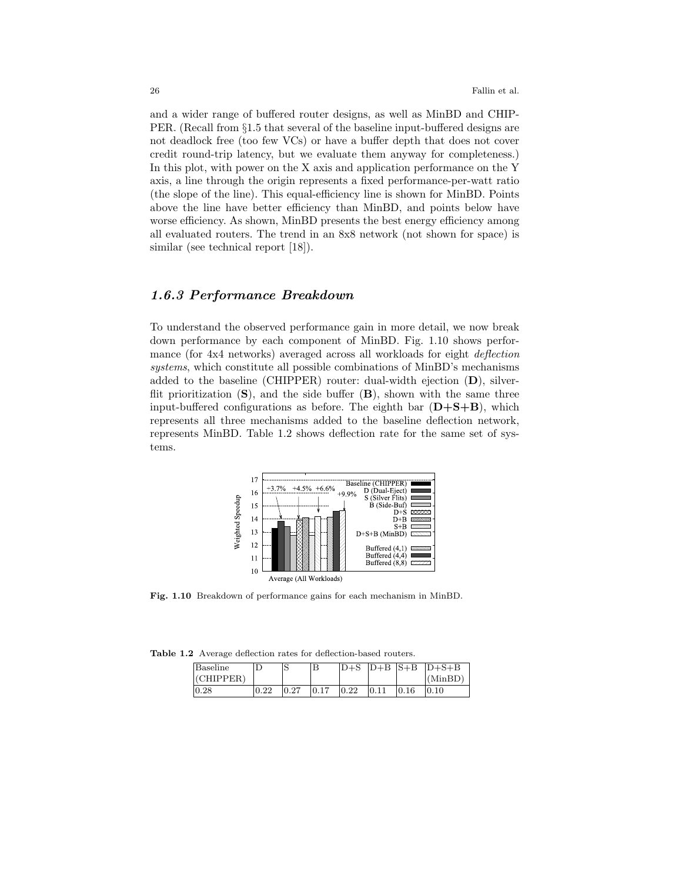and a wider range of buffered router designs, as well as MinBD and CHIPPER. (Recall from §1.5 that several of the baseline input-buffered designs are not deadlock free (too few VCs) or have a buffer depth that does not cover credit round-trip latency, but we evaluate them anyway for completeness.) In this plot, with power on the X axis and application performance on the Y axis, a line through the origin represents a fixed performance-per-watt ratio (the slope of the line). This equal-efficiency line is shown for MinBD. Points above the line have better efficiency than MinBD, and points below have worse efficiency. As shown, MinBD presents the best energy efficiency among all evaluated routers. The trend in an 8x8 network (not shown for space) is similar (see technical report [18]).

### *1.6.3 Performance Breakdown*

To understand the observed performance gain in more detail, we now break down performance by each component of MinBD. Fig. 1.10 shows performance (for 4x4 networks) averaged across all workloads for eight *deflection systems*, which constitute all possible combinations of MinBD's mechanisms added to the baseline (CHIPPER) router: dual-width ejection (**D**), silver-flit prioritization (**S**), and the side buffer (**B**), shown with the same three input-buffered configurations as before. The eighth bar (**D+S+B**), which represents all three mechanisms added to the baseline deflection network, represents MinBD. Table 1.2 shows deflection rate for the same set of systems.

**Fig. 1.10** Breakdown of performance gains for each mechanism in MinBD.

**Table 1.2** Average deflection rates for deflection-based routers.

| Baseline (CHIPPER) | D | S | B | D+S | D+B | S+B | D+S+B (MinBD) |
|---|---|---|---|---|---|---|---|
| 0.28 | 0.22 | 0.27 | 0.17 | 0.22 | 0.11 | 0.16 | 0.10 |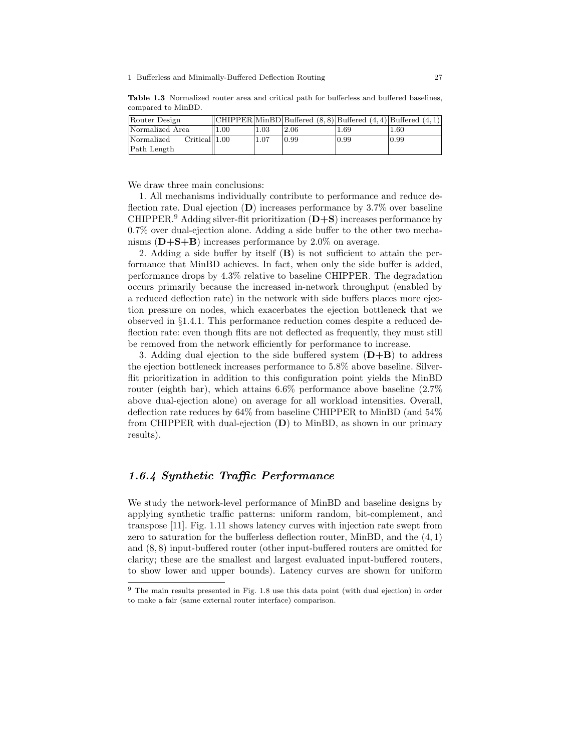**Table 1.3** Normalized router area and critical path for bufferless and buffered baselines, compared to MinBD.

| Router Design | CHIPPER | MinBD | Buffered $(8, 8)$ | Buffered $(4, 4)$ | Buffered $(4, 1)$ |
|---|---|---|---|---|---|
| Normalized Area | 1.00 | 1.03 | 2.06 | 1.69 | 1.60 |
| Normalized Critical Path Length | 1.00 | 1.07 | 0.99 | 0.99 | 0.99 |

We draw three main conclusions:

1. All mechanisms individually contribute to performance and reduce deflection rate. Dual ejection (**D**) increases performance by 3.7% over baseline CHIPPER.[9] Adding silver-flit prioritization (**D+S**) increases performance by 0.7% over dual-ejection alone. Adding a side buffer to the other two mechanisms (**D+S+B**) increases performance by 2.0% on average.

2. Adding a side buffer by itself (**B**) is not sufficient to attain the performance that MinBD achieves. In fact, when only the side buffer is added, performance drops by 4.3% relative to baseline CHIPPER. The degradation occurs primarily because the increased in-network throughput (enabled by a reduced deflection rate) in the network with side buffers places more ejection pressure on nodes, which exacerbates the ejection bottleneck that we observed in §1.4.1. This performance reduction comes despite a reduced deflection rate: even though flits are not deflected as frequently, they must still be removed from the network efficiently for performance to increase.

3. Adding dual ejection to the side buffered system (**D+B**) to address the ejection bottleneck increases performance to 5.8% above baseline. Silver-flit prioritization in addition to this configuration point yields the MinBD router (eighth bar), which attains 6.6% performance above baseline (2.7% above dual-ejection alone) on average for all workload intensities. Overall, deflection rate reduces by 64% from baseline CHIPPER to MinBD (and 54% from CHIPPER with dual-ejection (**D**) to MinBD, as shown in our primary results).

### *1.6.4 Synthetic Traffic Performance*

We study the network-level performance of MinBD and baseline designs by applying synthetic traffic patterns: uniform random, bit-complement, and transpose [11]. Fig. 1.11 shows latency curves with injection rate swept from zero to saturation for the bufferless deflection router, MinBD, and the $(4, 1)$ and $(8, 8)$ input-buffered router (other input-buffered routers are omitted for clarity; these are the smallest and largest evaluated input-buffered routers, to show lower and upper bounds). Latency curves are shown for uniform

---

[9] The main results presented in Fig. 1.8 use this data point (with dual ejection) in order to make a fair (same external router interface) comparison.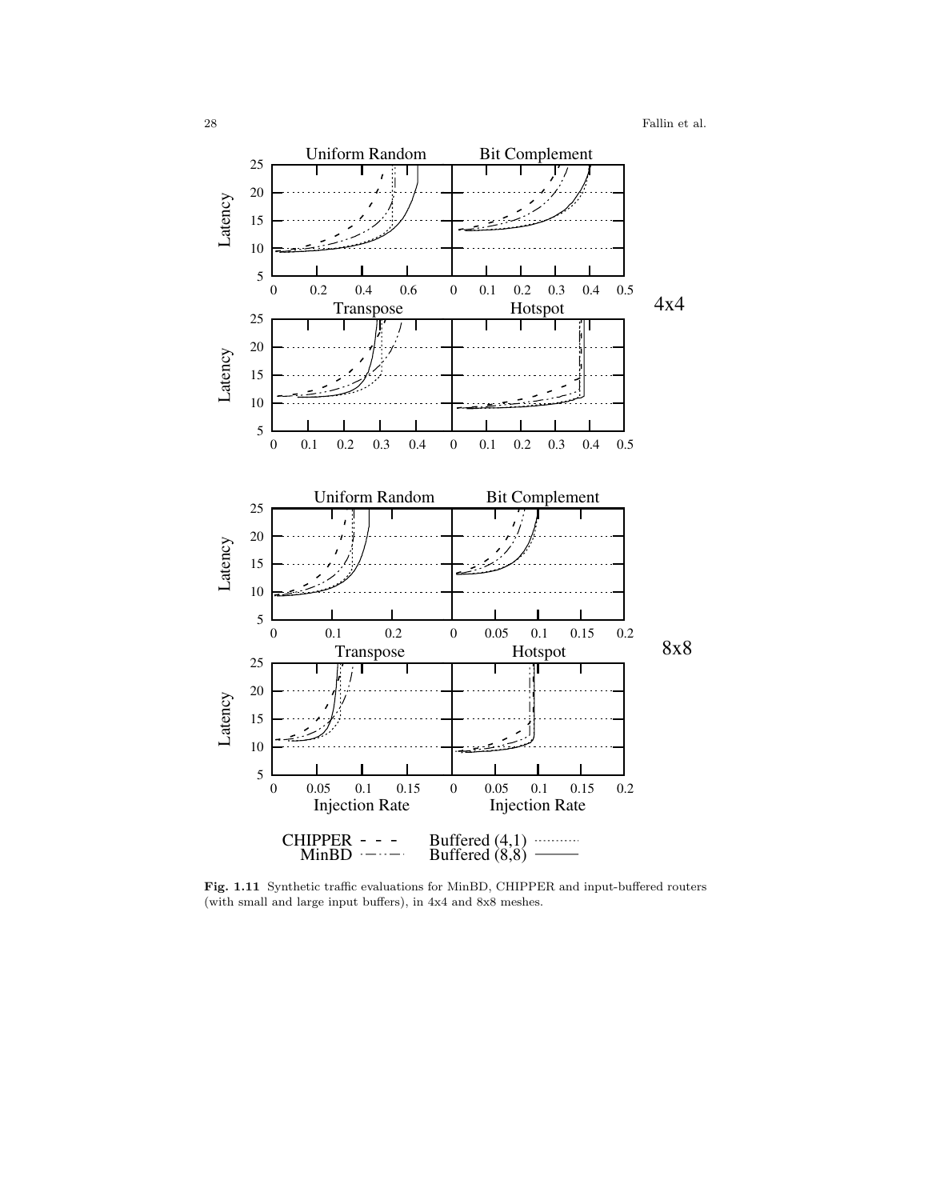Fig. 1.11 Synthetic traffic evaluations for MinBD, CHIPPER and input-buffered routers (with small and large input buffers), in 4x4 and 8x8 meshes.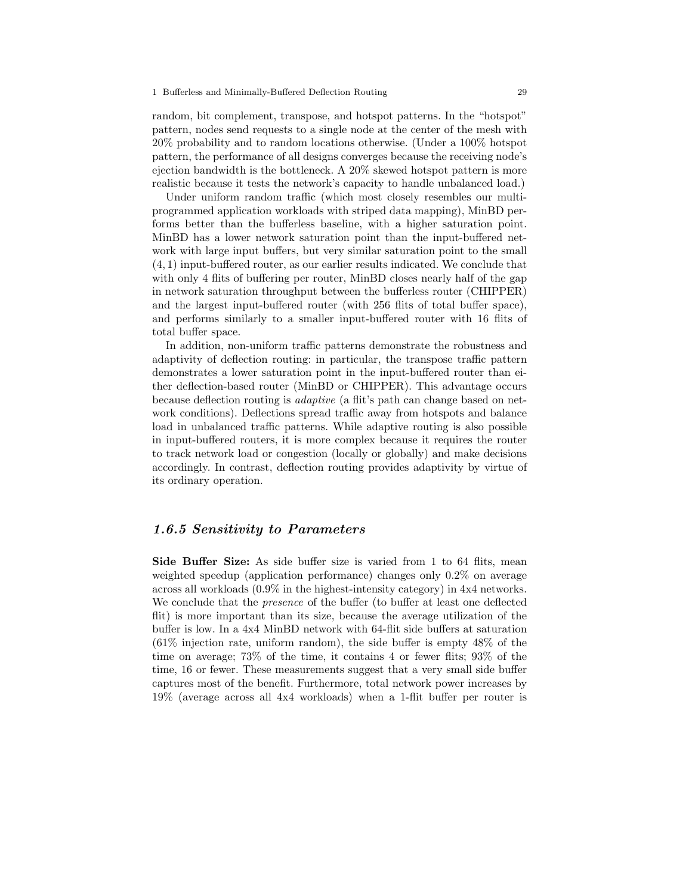random, bit complement, transpose, and hotspot patterns. In the "hotspot" pattern, nodes send requests to a single node at the center of the mesh with 20% probability and to random locations otherwise. (Under a 100% hotspot pattern, the performance of all designs converges because the receiving node's ejection bandwidth is the bottleneck. A 20% skewed hotspot pattern is more realistic because it tests the network's capacity to handle unbalanced load.)

Under uniform random traffic (which most closely resembles our multiprogrammed application workloads with striped data mapping), MinBD performs better than the bufferless baseline, with a higher saturation point. MinBD has a lower network saturation point than the input-buffered network with large input buffers, but very similar saturation point to the small $(4, 1)$ input-buffered router, as our earlier results indicated. We conclude that with only 4 flits of buffering per router, MinBD closes nearly half of the gap in network saturation throughput between the bufferless router (CHIPPER) and the largest input-buffered router (with 256 flits of total buffer space), and performs similarly to a smaller input-buffered router with 16 flits of total buffer space.

In addition, non-uniform traffic patterns demonstrate the robustness and adaptivity of deflection routing: in particular, the transpose traffic pattern demonstrates a lower saturation point in the input-buffered router than either deflection-based router (MinBD or CHIPPER). This advantage occurs because deflection routing is *adaptive* (a flit's path can change based on network conditions). Deflections spread traffic away from hotspots and balance load in unbalanced traffic patterns. While adaptive routing is also possible in input-buffered routers, it is more complex because it requires the router to track network load or congestion (locally or globally) and make decisions accordingly. In contrast, deflection routing provides adaptivity by virtue of its ordinary operation.

### 1.6.5 Sensitivity to Parameters

**Side Buffer Size:** As side buffer size is varied from 1 to 64 flits, mean weighted speedup (application performance) changes only 0.2% on average across all workloads (0.9% in the highest-intensity category) in 4x4 networks. We conclude that the *presence* of the buffer (to buffer at least one deflected flit) is more important than its size, because the average utilization of the buffer is low. In a 4x4 MinBD network with 64-flit side buffers at saturation (61% injection rate, uniform random), the side buffer is empty 48% of the time on average; 73% of the time, it contains 4 or fewer flits; 93% of the time, 16 or fewer. These measurements suggest that a very small side buffer captures most of the benefit. Furthermore, total network power increases by 19% (average across all 4x4 workloads) when a 1-flit buffer per router is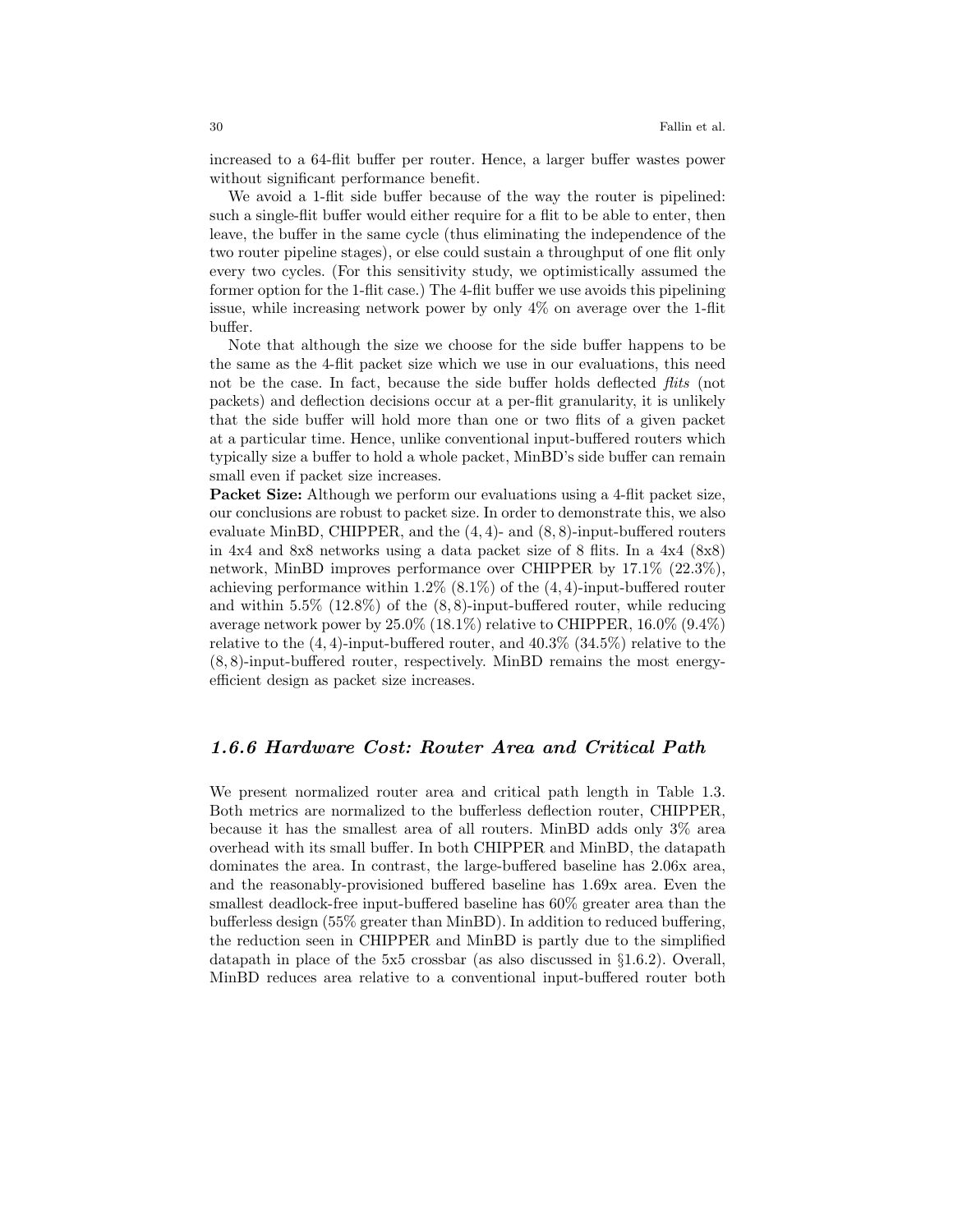increased to a 64-flit buffer per router. Hence, a larger buffer wastes power without significant performance benefit.

We avoid a 1-flit side buffer because of the way the router is pipelined: such a single-flit buffer would either require for a flit to be able to enter, then leave, the buffer in the same cycle (thus eliminating the independence of the two router pipeline stages), or else could sustain a throughput of one flit only every two cycles. (For this sensitivity study, we optimistically assumed the former option for the 1-flit case.) The 4-flit buffer we use avoids this pipelining issue, while increasing network power by only 4% on average over the 1-flit buffer.

Note that although the size we choose for the side buffer happens to be the same as the 4-flit packet size which we use in our evaluations, this need not be the case. In fact, because the side buffer holds deflected *flits* (not packets) and deflection decisions occur at a per-flit granularity, it is unlikely that the side buffer will hold more than one or two flits of a given packet at a particular time. Hence, unlike conventional input-buffered routers which typically size a buffer to hold a whole packet, MinBD's side buffer can remain small even if packet size increases.

**Packet Size:** Although we perform our evaluations using a 4-flit packet size, our conclusions are robust to packet size. In order to demonstrate this, we also evaluate MinBD, CHIPPER, and the $(4, 4)$- and $(8, 8)$-input-buffered routers in 4x4 and 8x8 networks using a data packet size of 8 flits. In a 4x4 (8x8) network, MinBD improves performance over CHIPPER by 17.1% (22.3%), achieving performance within 1.2% (8.1%) of the $(4, 4)$-input-buffered router and within 5.5% (12.8%) of the $(8, 8)$-input-buffered router, while reducing average network power by 25.0% (18.1%) relative to CHIPPER, 16.0% (9.4%) relative to the $(4, 4)$-input-buffered router, and 40.3% (34.5%) relative to the $(8, 8)$-input-buffered router, respectively. MinBD remains the most energy-efficient design as packet size increases.

### *1.6.6 Hardware Cost: Router Area and Critical Path*

We present normalized router area and critical path length in Table 1.3. Both metrics are normalized to the bufferless deflection router, CHIPPER, because it has the smallest area of all routers. MinBD adds only 3% area overhead with its small buffer. In both CHIPPER and MinBD, the datapath dominates the area. In contrast, the large-buffered baseline has 2.06x area, and the reasonably-provisioned buffered baseline has 1.69x area. Even the smallest deadlock-free input-buffered baseline has 60% greater area than the bufferless design (55% greater than MinBD). In addition to reduced buffering, the reduction seen in CHIPPER and MinBD is partly due to the simplified datapath in place of the 5x5 crossbar (as also discussed in §1.6.2). Overall, MinBD reduces area relative to a conventional input-buffered router both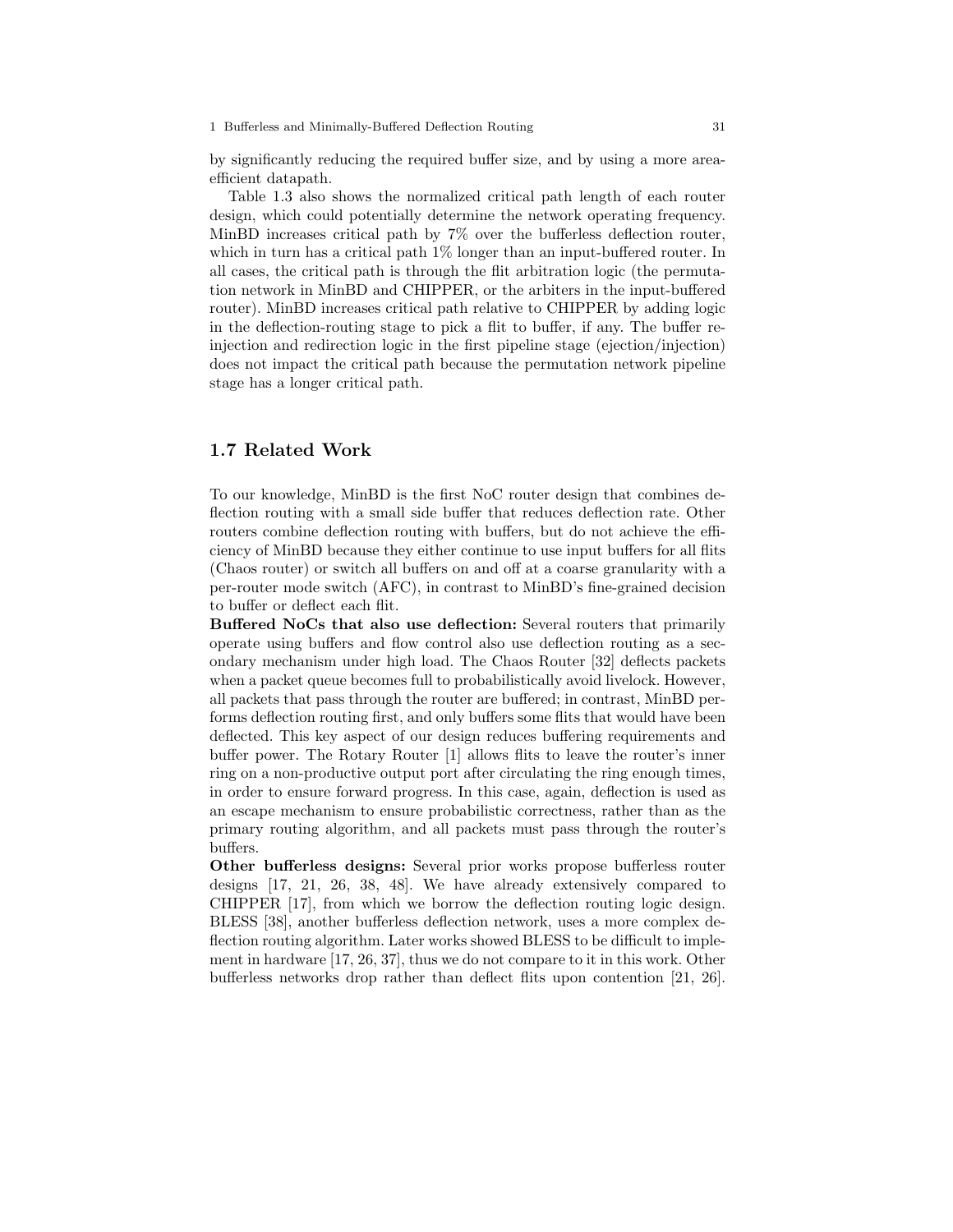by significantly reducing the required buffer size, and by using a more area-efficient datapath.

Table 1.3 also shows the normalized critical path length of each router design, which could potentially determine the network operating frequency. MinBD increases critical path by 7% over the bufferless deflection router, which in turn has a critical path 1% longer than an input-buffered router. In all cases, the critical path is through the flit arbitration logic (the permutation network in MinBD and CHIPPER, or the arbiters in the input-buffered router). MinBD increases critical path relative to CHIPPER by adding logic in the deflection-routing stage to pick a flit to buffer, if any. The buffer re-injection and redirection logic in the first pipeline stage (ejection/injection) does not impact the critical path because the permutation network pipeline stage has a longer critical path.

## 1.7 Related Work

To our knowledge, MinBD is the first NoC router design that combines deflection routing with a small side buffer that reduces deflection rate. Other routers combine deflection routing with buffers, but do not achieve the efficiency of MinBD because they either continue to use input buffers for all flits (Chaos router) or switch all buffers on and off at a coarse granularity with a per-router mode switch (AFC), in contrast to MinBD's fine-grained decision to buffer or deflect each flit.

**Buffered NoCs that also use deflection:** Several routers that primarily operate using buffers and flow control also use deflection routing as a secondary mechanism under high load. The Chaos Router [32] deflects packets when a packet queue becomes full to probabilistically avoid livelock. However, all packets that pass through the router are buffered; in contrast, MinBD performs deflection routing first, and only buffers some flits that would have been deflected. This key aspect of our design reduces buffering requirements and buffer power. The Rotary Router [1] allows flits to leave the router's inner ring on a non-productive output port after circulating the ring enough times, in order to ensure forward progress. In this case, again, deflection is used as an escape mechanism to ensure probabilistic correctness, rather than as the primary routing algorithm, and all packets must pass through the router's buffers.

**Other bufferless designs:** Several prior works propose bufferless router designs [17, 21, 26, 38, 48]. We have already extensively compared to CHIPPER [17], from which we borrow the deflection routing logic design. BLESS [38], another bufferless deflection network, uses a more complex deflection routing algorithm. Later works showed BLESS to be difficult to implement in hardware [17, 26, 37], thus we do not compare to it in this work. Other bufferless networks drop rather than deflect flits upon contention [21, 26].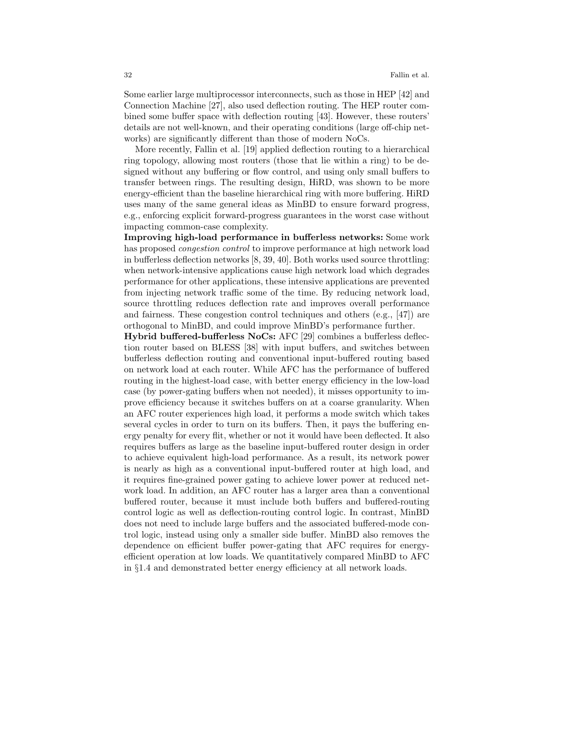Some earlier large multiprocessor interconnects, such as those in HEP [42] and Connection Machine [27], also used deflection routing. The HEP router combined some buffer space with deflection routing [43]. However, these routers' details are not well-known, and their operating conditions (large off-chip networks) are significantly different than those of modern NoCs.

More recently, Fallin et al. [19] applied deflection routing to a hierarchical ring topology, allowing most routers (those that lie within a ring) to be designed without any buffering or flow control, and using only small buffers to transfer between rings. The resulting design, HiRD, was shown to be more energy-efficient than the baseline hierarchical ring with more buffering. HiRD uses many of the same general ideas as MinBD to ensure forward progress, e.g., enforcing explicit forward-progress guarantees in the worst case without impacting common-case complexity.

**Improving high-load performance in bufferless networks:** Some work has proposed *congestion control* to improve performance at high network load in bufferless deflection networks [8, 39, 40]. Both works used source throttling: when network-intensive applications cause high network load which degrades performance for other applications, these intensive applications are prevented from injecting network traffic some of the time. By reducing network load, source throttling reduces deflection rate and improves overall performance and fairness. These congestion control techniques and others (e.g., [47]) are orthogonal to MinBD, and could improve MinBD's performance further.

**Hybrid buffered-bufferless NoCs:** AFC [29] combines a bufferless deflection router based on BLESS [38] with input buffers, and switches between bufferless deflection routing and conventional input-buffered routing based on network load at each router. While AFC has the performance of buffered routing in the highest-load case, with better energy efficiency in the low-load case (by power-gating buffers when not needed), it misses opportunity to improve efficiency because it switches buffers on at a coarse granularity. When an AFC router experiences high load, it performs a mode switch which takes several cycles in order to turn on its buffers. Then, it pays the buffering energy penalty for every flit, whether or not it would have been deflected. It also requires buffers as large as the baseline input-buffered router design in order to achieve equivalent high-load performance. As a result, its network power is nearly as high as a conventional input-buffered router at high load, and it requires fine-grained power gating to achieve lower power at reduced network load. In addition, an AFC router has a larger area than a conventional buffered router, because it must include both buffers and buffered-routing control logic as well as deflection-routing control logic. In contrast, MinBD does not need to include large buffers and the associated buffered-mode control logic, instead using only a smaller side buffer. MinBD also removes the dependence on efficient buffer power-gating that AFC requires for energy-efficient operation at low loads. We quantitatively compared MinBD to AFC in §1.4 and demonstrated better energy efficiency at all network loads.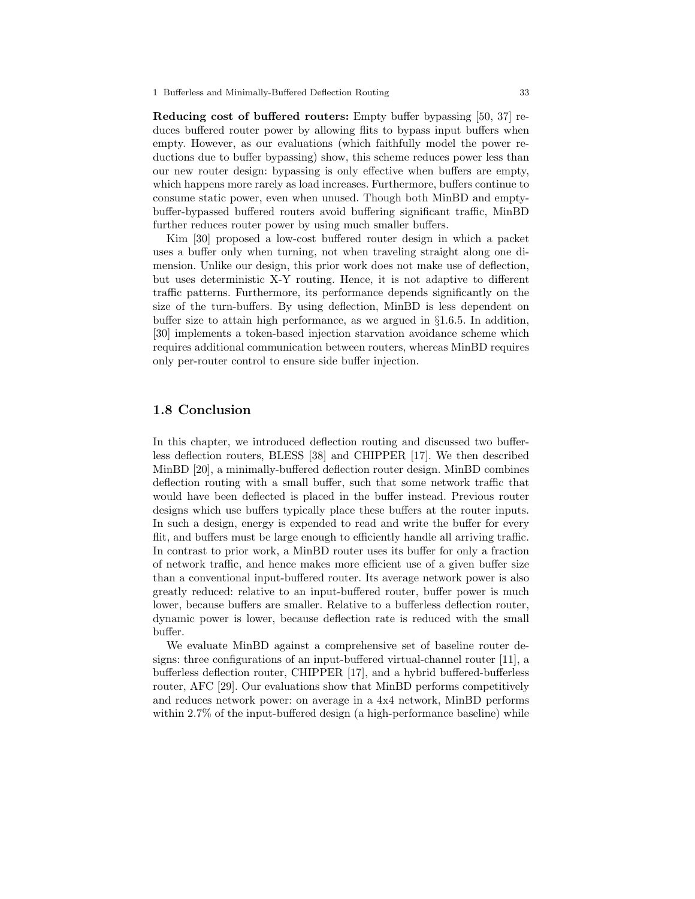**Reducing cost of buffered routers:** Empty buffer bypassing [50, 37] reduces buffered router power by allowing flits to bypass input buffers when empty. However, as our evaluations (which faithfully model the power reductions due to buffer bypassing) show, this scheme reduces power less than our new router design: bypassing is only effective when buffers are empty, which happens more rarely as load increases. Furthermore, buffers continue to consume static power, even when unused. Though both MinBD and empty-buffer-bypassed buffered routers avoid buffering significant traffic, MinBD further reduces router power by using much smaller buffers.

Kim [30] proposed a low-cost buffered router design in which a packet uses a buffer only when turning, not when traveling straight along one dimension. Unlike our design, this prior work does not make use of deflection, but uses deterministic X-Y routing. Hence, it is not adaptive to different traffic patterns. Furthermore, its performance depends significantly on the size of the turn-buffers. By using deflection, MinBD is less dependent on buffer size to attain high performance, as we argued in §1.6.5. In addition, [30] implements a token-based injection starvation avoidance scheme which requires additional communication between routers, whereas MinBD requires only per-router control to ensure side buffer injection.

## 1.8 Conclusion

In this chapter, we introduced deflection routing and discussed two bufferless deflection routers, BLESS [38] and CHIPPER [17]. We then described MinBD [20], a minimally-buffered deflection router design. MinBD combines deflection routing with a small buffer, such that some network traffic that would have been deflected is placed in the buffer instead. Previous router designs which use buffers typically place these buffers at the router inputs. In such a design, energy is expended to read and write the buffer for every flit, and buffers must be large enough to efficiently handle all arriving traffic. In contrast to prior work, a MinBD router uses its buffer for only a fraction of network traffic, and hence makes more efficient use of a given buffer size than a conventional input-buffered router. Its average network power is also greatly reduced: relative to an input-buffered router, buffer power is much lower, because buffers are smaller. Relative to a bufferless deflection router, dynamic power is lower, because deflection rate is reduced with the small buffer.

We evaluate MinBD against a comprehensive set of baseline router designs: three configurations of an input-buffered virtual-channel router [11], a bufferless deflection router, CHIPPER [17], and a hybrid buffered-bufferless router, AFC [29]. Our evaluations show that MinBD performs competitively and reduces network power: on average in a 4x4 network, MinBD performs within 2.7% of the input-buffered design (a high-performance baseline) while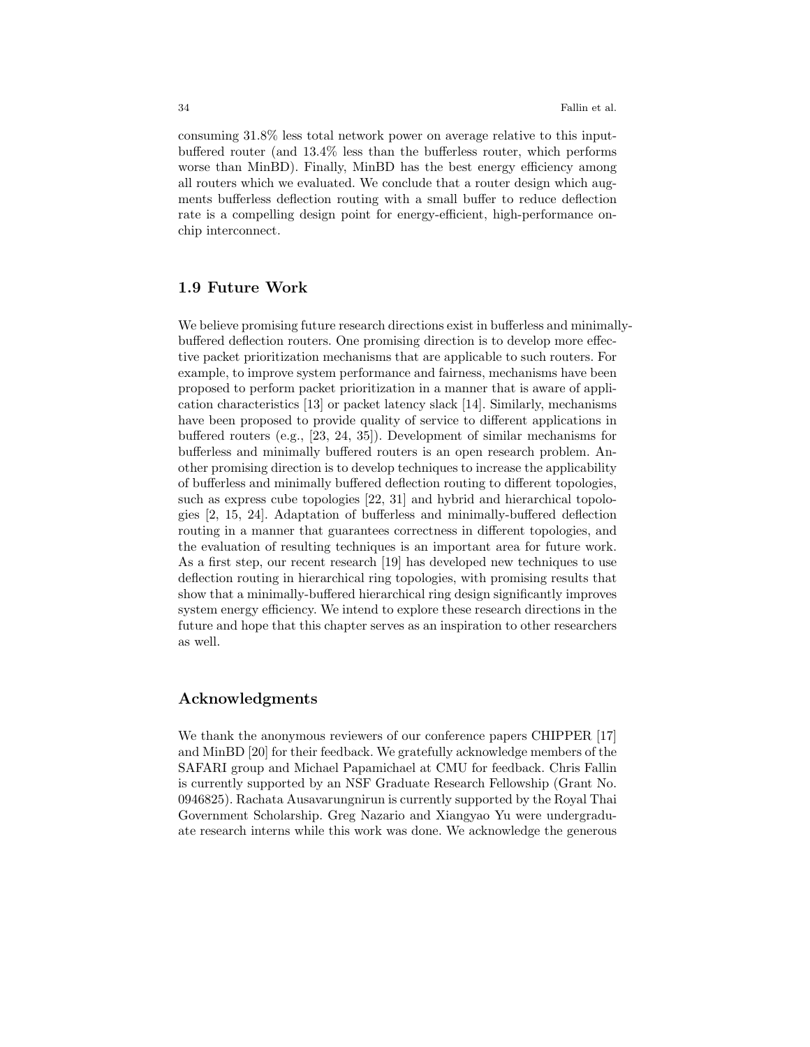consuming 31.8% less total network power on average relative to this input-buffered router (and 13.4% less than the bufferless router, which performs worse than MinBD). Finally, MinBD has the best energy efficiency among all routers which we evaluated. We conclude that a router design which augments bufferless deflection routing with a small buffer to reduce deflection rate is a compelling design point for energy-efficient, high-performance on-chip interconnect.

## 1.9 Future Work

We believe promising future research directions exist in bufferless and minimally-buffered deflection routers. One promising direction is to develop more effective packet prioritization mechanisms that are applicable to such routers. For example, to improve system performance and fairness, mechanisms have been proposed to perform packet prioritization in a manner that is aware of application characteristics [13] or packet latency slack [14]. Similarly, mechanisms have been proposed to provide quality of service to different applications in buffered routers (e.g., [23, 24, 35]). Development of similar mechanisms for bufferless and minimally buffered routers is an open research problem. Another promising direction is to develop techniques to increase the applicability of bufferless and minimally buffered deflection routing to different topologies, such as express cube topologies [22, 31] and hybrid and hierarchical topologies [2, 15, 24]. Adaptation of bufferless and minimally-buffered deflection routing in a manner that guarantees correctness in different topologies, and the evaluation of resulting techniques is an important area for future work. As a first step, our recent research [19] has developed new techniques to use deflection routing in hierarchical ring topologies, with promising results that show that a minimally-buffered hierarchical ring design significantly improves system energy efficiency. We intend to explore these research directions in the future and hope that this chapter serves as an inspiration to other researchers as well.

## Acknowledgments

We thank the anonymous reviewers of our conference papers CHIPPER [17] and MinBD [20] for their feedback. We gratefully acknowledge members of the SAFARI group and Michael Papamichael at CMU for feedback. Chris Fallin is currently supported by an NSF Graduate Research Fellowship (Grant No. 0946825). Rachata Ausavarungnirun is currently supported by the Royal Thai Government Scholarship. Greg Nazario and Xiangyao Yu were undergraduate research interns while this work was done. We acknowledge the generous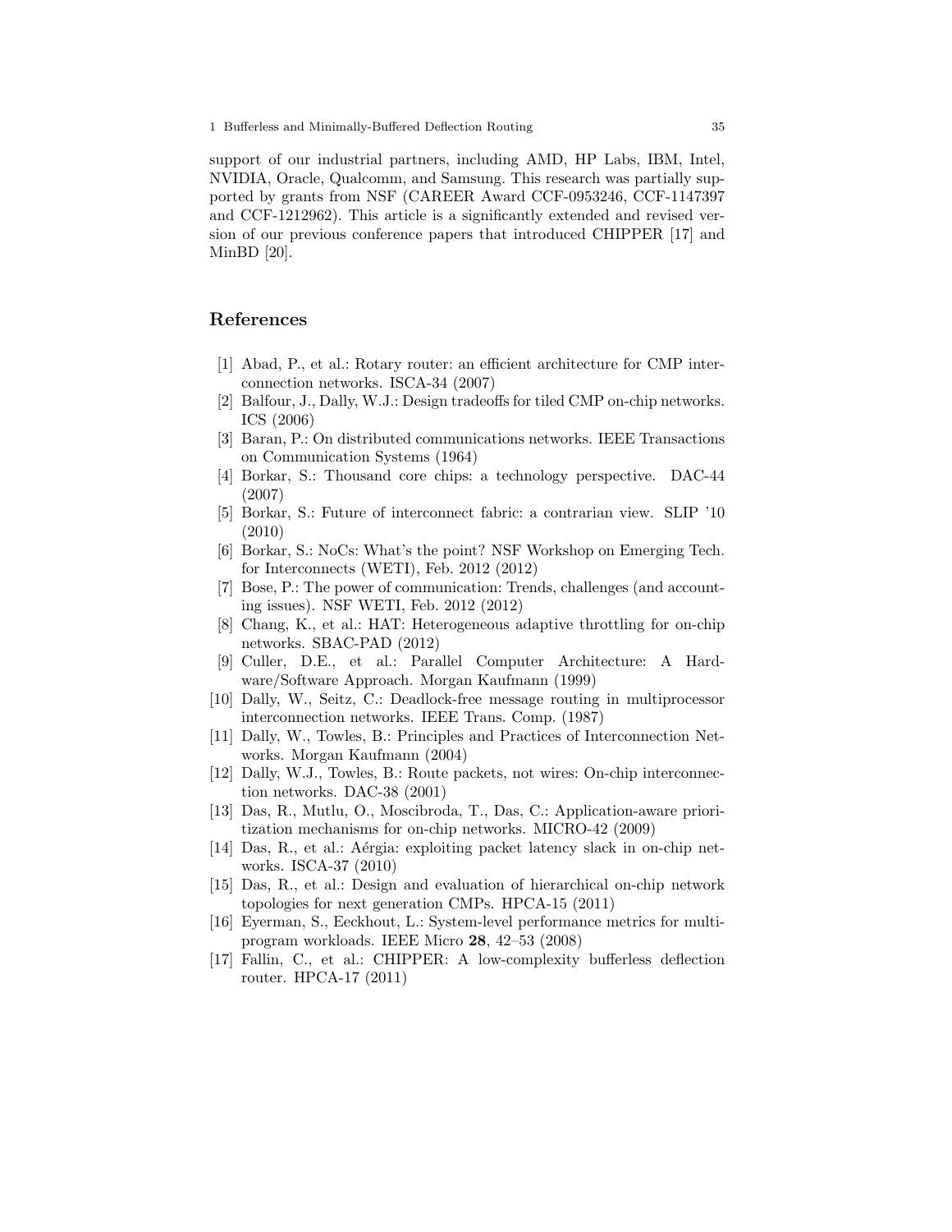support of our industrial partners, including AMD, HP Labs, IBM, Intel, NVIDIA, Oracle, Qualcomm, and Samsung. This research was partially supported by grants from NSF (CAREER Award CCF-0953246, CCF-1147397 and CCF-1212962). This article is a significantly extended and revised version of our previous conference papers that introduced CHIPPER [17] and MinBD [20].

## References

[1] Abad, P., et al.: Rotary router: an efficient architecture for CMP interconnection networks. ISCA-34 (2007)

[2] Balfour, J., Dally, W.J.: Design tradeoffs for tiled CMP on-chip networks. ICS (2006)

[3] Baran, P.: On distributed communications networks. IEEE Transactions on Communication Systems (1964)

[4] Borkar, S.: Thousand core chips: a technology perspective. DAC-44 (2007)

[5] Borkar, S.: Future of interconnect fabric: a contrarian view. SLIP '10 (2010)

[6] Borkar, S.: NoCs: What's the point? NSF Workshop on Emerging Tech. for Interconnects (WETI), Feb. 2012 (2012)

[7] Bose, P.: The power of communication: Trends, challenges (and accounting issues). NSF WETI, Feb. 2012 (2012)

[8] Chang, K., et al.: HAT: Heterogeneous adaptive throttling for on-chip networks. SBAC-PAD (2012)

[9] Culler, D.E., et al.: Parallel Computer Architecture: A Hardware/Software Approach. Morgan Kaufmann (1999)

[10] Dally, W., Seitz, C.: Deadlock-free message routing in multiprocessor interconnection networks. IEEE Trans. Comp. (1987)

[11] Dally, W., Towles, B.: Principles and Practices of Interconnection Networks. Morgan Kaufmann (2004)

[12] Dally, W.J., Towles, B.: Route packets, not wires: On-chip interconnection networks. DAC-38 (2001)

[13] Das, R., Mutlu, O., Moscibroda, T., Das, C.: Application-aware prioritization mechanisms for on-chip networks. MICRO-42 (2009)

[14] Das, R., et al.: Aérgia: exploiting packet latency slack in on-chip networks. ISCA-37 (2010)

[15] Das, R., et al.: Design and evaluation of hierarchical on-chip network topologies for next generation CMPs. HPCA-15 (2011)

[16] Eyerman, S., Eeckhout, L.: System-level performance metrics for multiprogram workloads. IEEE Micro **28**, 42–53 (2008)

[17] Fallin, C., et al.: CHIPPER: A low-complexity bufferless deflection router. HPCA-17 (2011)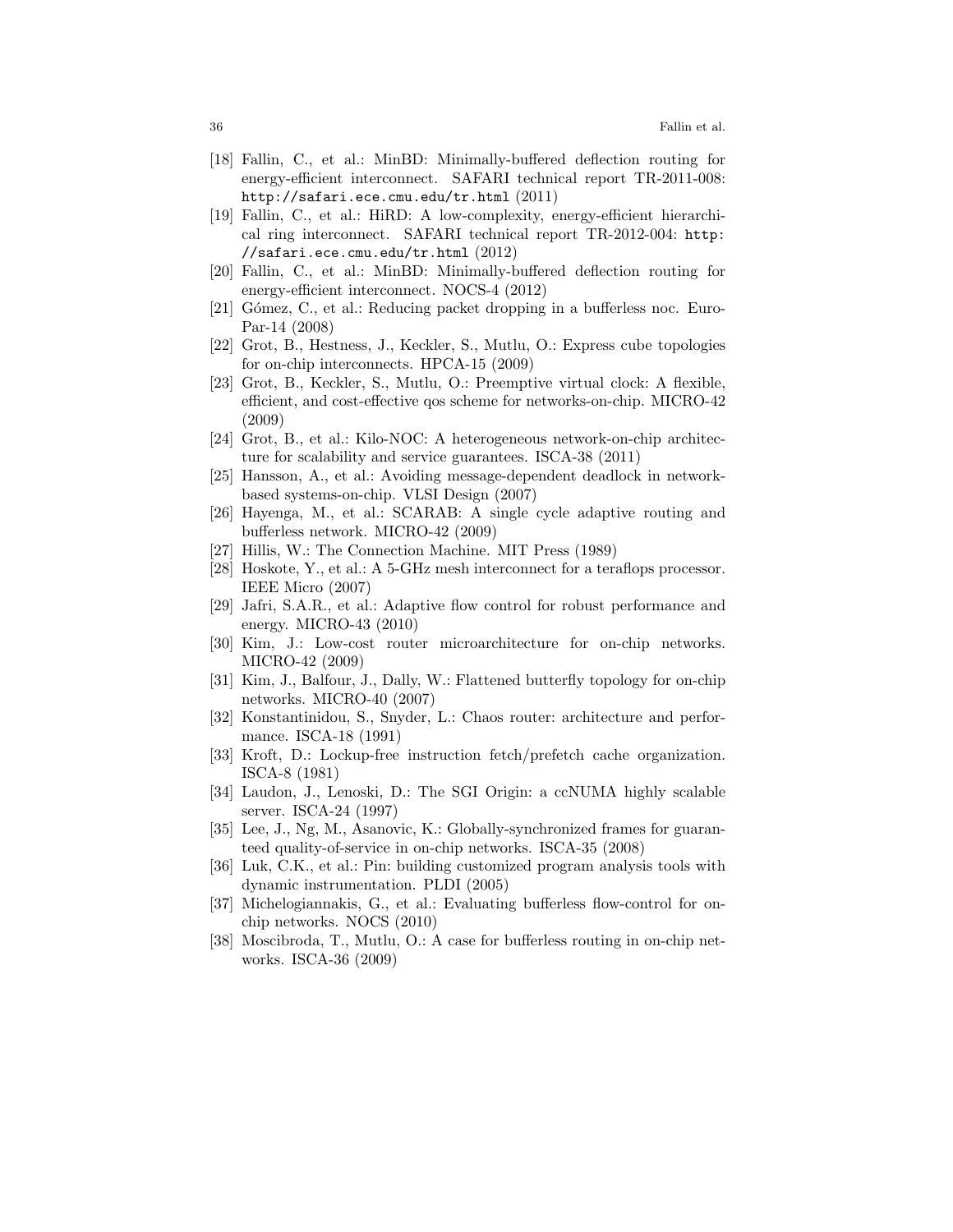[18] Fallin, C., et al.: MinBD: Minimally-buffered deflection routing for energy-efficient interconnect. SAFARI technical report TR-2011-008: `http://safari.ece.cmu.edu/tr.html` (2011)

[19] Fallin, C., et al.: HiRD: A low-complexity, energy-efficient hierarchical ring interconnect. SAFARI technical report TR-2012-004: `http://safari.ece.cmu.edu/tr.html` (2012)

[20] Fallin, C., et al.: MinBD: Minimally-buffered deflection routing for energy-efficient interconnect. NOCS-4 (2012)

[21] Gómez, C., et al.: Reducing packet dropping in a bufferless noc. Euro-Par-14 (2008)

[22] Grot, B., Hestness, J., Keckler, S., Mutlu, O.: Express cube topologies for on-chip interconnects. HPCA-15 (2009)

[23] Grot, B., Keckler, S., Mutlu, O.: Preemptive virtual clock: A flexible, efficient, and cost-effective qos scheme for networks-on-chip. MICRO-42 (2009)

[24] Grot, B., et al.: Kilo-NOC: A heterogeneous network-on-chip architecture for scalability and service guarantees. ISCA-38 (2011)

[25] Hansson, A., et al.: Avoiding message-dependent deadlock in network-based systems-on-chip. VLSI Design (2007)

[26] Hayenga, M., et al.: SCARAB: A single cycle adaptive routing and bufferless network. MICRO-42 (2009)

[27] Hillis, W.: The Connection Machine. MIT Press (1989)

[28] Hoskote, Y., et al.: A 5-GHz mesh interconnect for a teraflops processor. IEEE Micro (2007)

[29] Jafri, S.A.R., et al.: Adaptive flow control for robust performance and energy. MICRO-43 (2010)

[30] Kim, J.: Low-cost router microarchitecture for on-chip networks. MICRO-42 (2009)

[31] Kim, J., Balfour, J., Dally, W.: Flattened butterfly topology for on-chip networks. MICRO-40 (2007)

[32] Konstantinidou, S., Snyder, L.: Chaos router: architecture and performance. ISCA-18 (1991)

[33] Kroft, D.: Lockup-free instruction fetch/prefetch cache organization. ISCA-8 (1981)

[34] Laudon, J., Lenoski, D.: The SGI Origin: a ccNUMA highly scalable server. ISCA-24 (1997)

[35] Lee, J., Ng, M., Asanovic, K.: Globally-synchronized frames for guaranteed quality-of-service in on-chip networks. ISCA-35 (2008)

[36] Luk, C.K., et al.: Pin: building customized program analysis tools with dynamic instrumentation. PLDI (2005)

[37] Michelogiannakis, G., et al.: Evaluating bufferless flow-control for on-chip networks. NOCS (2010)

[38] Moscibroda, T., Mutlu, O.: A case for bufferless routing in on-chip networks. ISCA-36 (2009)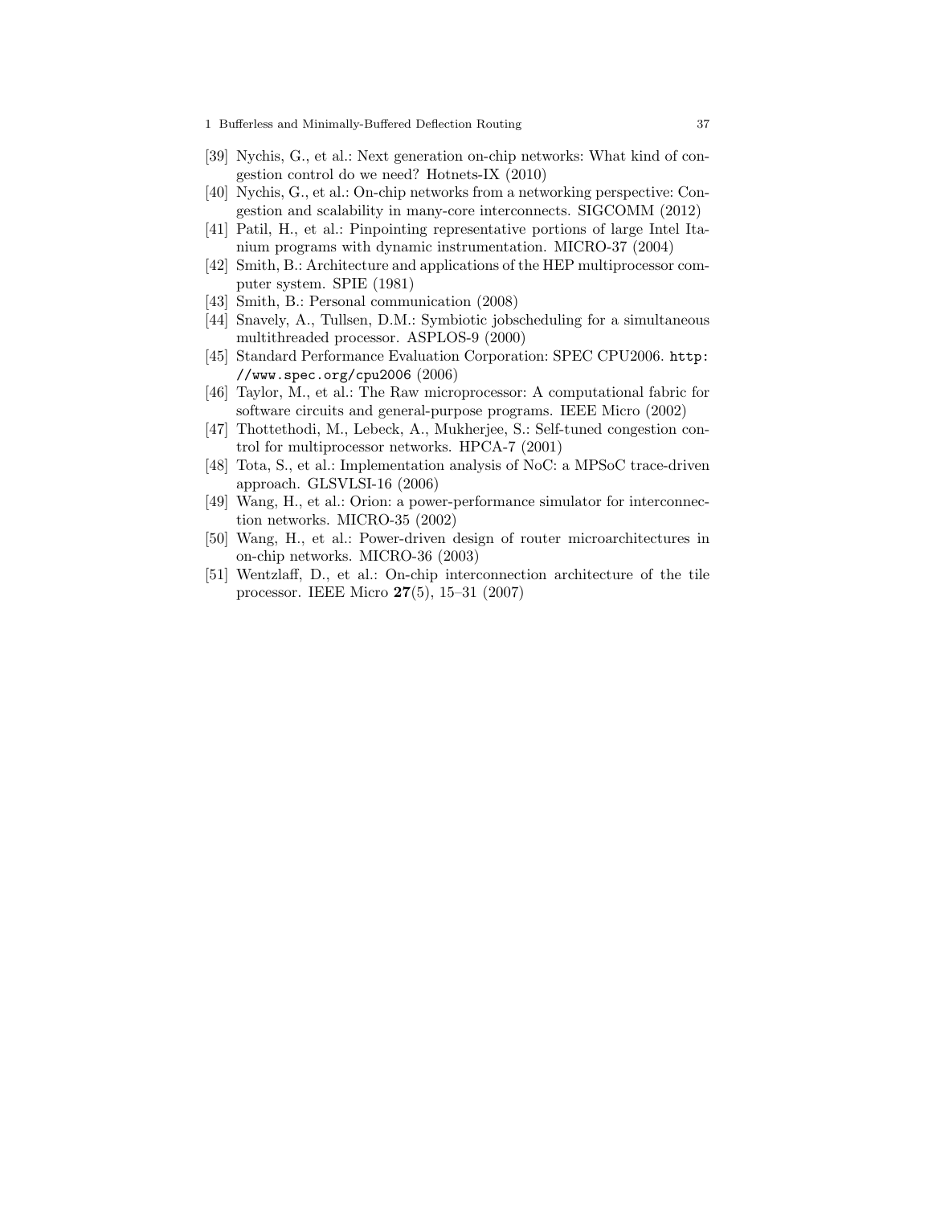[39] Nychis, G., et al.: Next generation on-chip networks: What kind of congestion control do we need? Hotnets-IX (2010)

[40] Nychis, G., et al.: On-chip networks from a networking perspective: Congestion and scalability in many-core interconnects. SIGCOMM (2012)

[41] Patil, H., et al.: Pinpointing representative portions of large Intel Itanium programs with dynamic instrumentation. MICRO-37 (2004)

[42] Smith, B.: Architecture and applications of the HEP multiprocessor computer system. SPIE (1981)

[43] Smith, B.: Personal communication (2008)

[44] Snavely, A., Tullsen, D.M.: Symbiotic jobscheduling for a simultaneous multithreaded processor. ASPLOS-9 (2000)

[45] Standard Performance Evaluation Corporation: SPEC CPU2006. `http://www.spec.org/cpu2006` (2006)

[46] Taylor, M., et al.: The Raw microprocessor: A computational fabric for software circuits and general-purpose programs. IEEE Micro (2002)

[47] Thottethodi, M., Lebeck, A., Mukherjee, S.: Self-tuned congestion control for multiprocessor networks. HPCA-7 (2001)

[48] Tota, S., et al.: Implementation analysis of NoC: a MPSoC trace-driven approach. GLSVLSI-16 (2006)

[49] Wang, H., et al.: Orion: a power-performance simulator for interconnection networks. MICRO-35 (2002)

[50] Wang, H., et al.: Power-driven design of router microarchitectures in on-chip networks. MICRO-36 (2003)

[51] Wentzlaff, D., et al.: On-chip interconnection architecture of the tile processor. IEEE Micro **27**(5), 15–31 (2007)